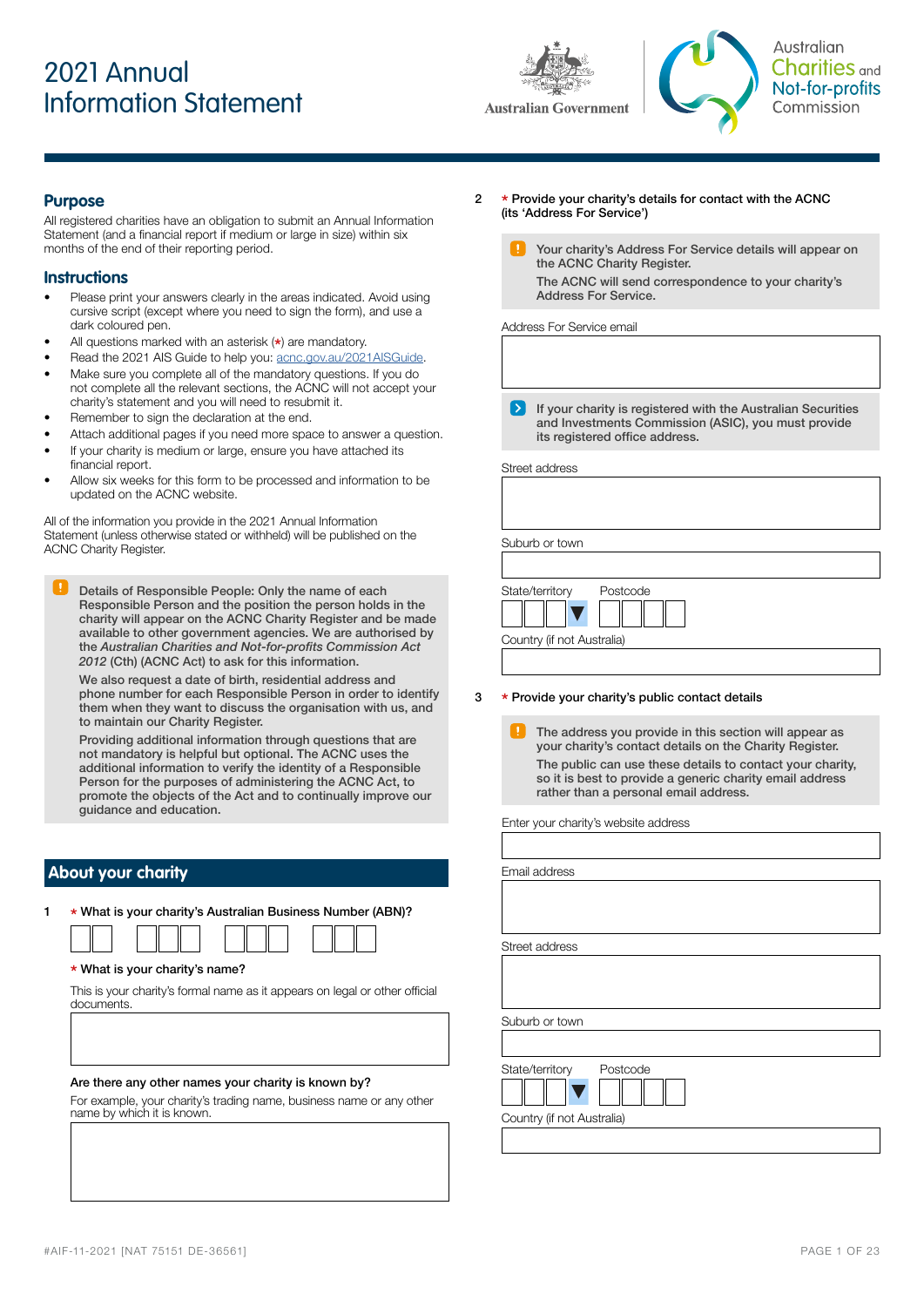# 2021 Annual Information Statement

Australian Government

Australian Charities and Not-for-profits Commission

## Purpose

All registered charities have an obligation to submit an Annual Information Statement (and a financial report if medium or large in size) within six months of the end of their reporting period.

## Instructions

- Please print your answers clearly in the areas indicated. Avoid using cursive script (except where you need to sign the form), and use a dark coloured pen.
- All questions marked with an asterisk (*) are mandatory.
- Read the 2021 AIS Guide to help you: acnc.gov.au/2021AISGuide.
- Make sure you complete all of the mandatory questions. If you do not complete all the relevant sections, the ACNC will not accept your charity's statement and you will need to resubmit it.
- Remember to sign the declaration at the end.
- Attach additional pages if you need more space to answer a question.
- If your charity is medium or large, ensure you have attached its financial report.
- Allow six weeks for this form to be processed and information to be updated on the ACNC website.

All of the information you provide in the 2021 Annual Information Statement (unless otherwise stated or withheld) will be published on the ACNC Charity Register.

> **!** Details of Responsible People: Only the name of each Responsible Person and the position the person holds in the charity will appear on the ACNC Charity Register and be made available to other government agencies. We are authorised by the *Australian Charities and Not-for-profits Commission Act 2012* (Cth) (ACNC Act) to ask for this information.
>
> We also request a date of birth, residential address and phone number for each Responsible Person in order to identify them when they want to discuss the organisation with us, and to maintain our Charity Register.
>
> Providing additional information through questions that are not mandatory is helpful but optional. The ACNC uses the additional information to verify the identity of a Responsible Person for the purposes of administering the ACNC Act, to promote the objects of the Act and to continually improve our guidance and education.

## About your charity

**1** * **What is your charity's Australian Business Number (ABN)?**

[ ][ ] [ ][ ][ ] [ ][ ][ ] [ ][ ][ ]

* **What is your charity's name?**

This is your charity's formal name as it appears on legal or other official documents.

[ ]

**Are there any other names your charity is known by?**

For example, your charity's trading name, business name or any other name by which it is known.

[ ]

**2** * **Provide your charity's details for contact with the ACNC (its 'Address For Service')**

> **!** Your charity's Address For Service details will appear on the ACNC Charity Register.
>
> The ACNC will send correspondence to your charity's Address For Service.

Address For Service email

[ ]

> **>** If your charity is registered with the Australian Securities and Investments Commission (ASIC), you must provide its registered office address.

Street address

[ ]

Suburb or town

[ ]

State/territory [ ][ ][ ▼]   Postcode [ ][ ][ ][ ]

Country (if not Australia)

[ ]

**3** * **Provide your charity's public contact details**

> **!** The address you provide in this section will appear as your charity's contact details on the Charity Register.
>
> The public can use these details to contact your charity, so it is best to provide a generic charity email address rather than a personal email address.

Enter your charity's website address

[ ]

Email address

[ ]

Street address

[ ]

Suburb or town

[ ]

State/territory [ ][ ][ ▼]   Postcode [ ][ ][ ][ ]

Country (if not Australia)

[ ]

#AIF-11-2021 [NAT 75151 DE-36561]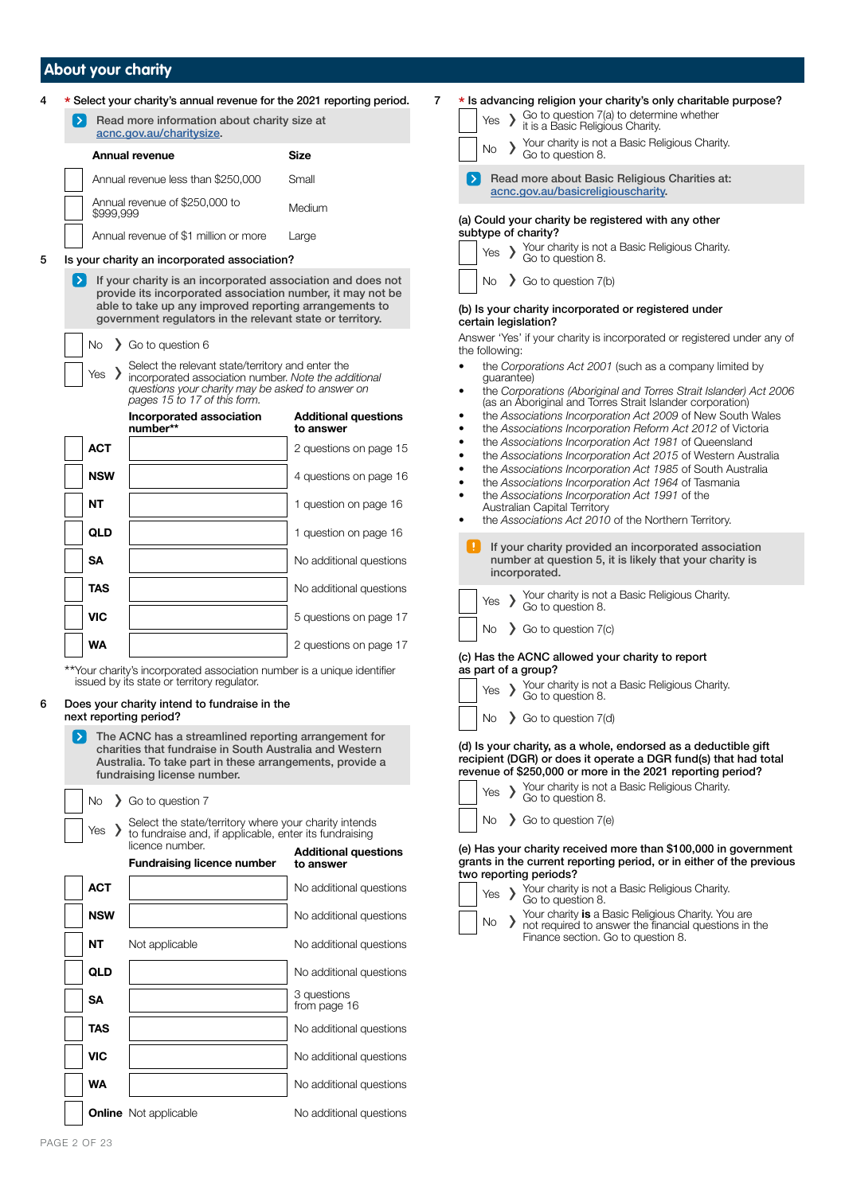## About your charity

4 * Select your charity's annual revenue for the 2021 reporting period.

Read more information about charity size at acnc.gov.au/charitysize.

| | Annual revenue | Size |
|---|---|---|
| ☐ | Annual revenue less than $250,000 | Small |
| ☐ | Annual revenue of $250,000 to $999,999 | Medium |
| ☐ | Annual revenue of $1 million or more | Large |

5 Is your charity an incorporated association?

If your charity is an incorporated association and does not provide its incorporated association number, it may not be able to take up any improved reporting arrangements to government regulators in the relevant state or territory.

☐ No › Go to question 6

☐ Yes › Select the relevant state/territory and enter the incorporated association number. *Note the additional questions your charity may be asked to answer on pages 15 to 17 of this form.*

| | | Incorporated association number** | Additional questions to answer |
|---|---|---|---|
| ☐ | ACT | | 2 questions on page 15 |
| ☐ | NSW | | 4 questions on page 16 |
| ☐ | NT | | 1 question on page 16 |
| ☐ | QLD | | 1 question on page 16 |
| ☐ | SA | | No additional questions |
| ☐ | TAS | | No additional questions |
| ☐ | VIC | | 5 questions on page 17 |
| ☐ | WA | | 2 questions on page 17 |

**Your charity's incorporated association number is a unique identifier issued by its state or territory regulator.

6 Does your charity intend to fundraise in the next reporting period?

The ACNC has a streamlined reporting arrangement for charities that fundraise in South Australia and Western Australia. To take part in these arrangements, provide a fundraising license number.

☐ No › Go to question 7

☐ Yes › Select the state/territory where your charity intends to fundraise and, if applicable, enter its fundraising licence number.

| | | Fundraising licence number | Additional questions to answer |
|---|---|---|---|
| ☐ | ACT | | No additional questions |
| ☐ | NSW | | No additional questions |
| ☐ | NT | Not applicable | No additional questions |
| ☐ | QLD | | No additional questions |
| ☐ | SA | | 3 questions from page 16 |
| ☐ | TAS | | No additional questions |
| ☐ | VIC | | No additional questions |
| ☐ | WA | | No additional questions |
| ☐ | Online | Not applicable | No additional questions |

7 * Is advancing religion your charity's only charitable purpose?

☐ Yes › Go to question 7(a) to determine whether it is a Basic Religious Charity.

☐ No › Your charity is not a Basic Religious Charity. Go to question 8.

Read more about Basic Religious Charities at: acnc.gov.au/basicreligiouscharity.

**(a) Could your charity be registered with any other subtype of charity?**

☐ Yes › Your charity is not a Basic Religious Charity. Go to question 8.

☐ No › Go to question 7(b)

**(b) Is your charity incorporated or registered under certain legislation?**

Answer 'Yes' if your charity is incorporated or registered under any of the following:

- the *Corporations Act 2001* (such as a company limited by guarantee)
- the *Corporations (Aboriginal and Torres Strait Islander) Act 2006* (as an Aboriginal and Torres Strait Islander corporation)
- the *Associations Incorporation Act 2009* of New South Wales
- the *Associations Incorporation Reform Act 2012* of Victoria
- the *Associations Incorporation Act 1981* of Queensland
- the *Associations Incorporation Act 2015* of Western Australia
- the *Associations Incorporation Act 1985* of South Australia
- the *Associations Incorporation Act 1964* of Tasmania
- the *Associations Incorporation Act 1991* of the Australian Capital Territory
- the *Associations Act 2010* of the Northern Territory.

If your charity provided an incorporated association number at question 5, it is likely that your charity is incorporated.

☐ Yes › Your charity is not a Basic Religious Charity. Go to question 8.

☐ No › Go to question 7(c)

**(c) Has the ACNC allowed your charity to report as part of a group?**

☐ Yes › Your charity is not a Basic Religious Charity. Go to question 8.

☐ No › Go to question 7(d)

**(d) Is your charity, as a whole, endorsed as a deductible gift recipient (DGR) or does it operate a DGR fund(s) that had total revenue of $250,000 or more in the 2021 reporting period?**

☐ Yes › Your charity is not a Basic Religious Charity. Go to question 8.

☐ No › Go to question 7(e)

**(e) Has your charity received more than $100,000 in government grants in the current reporting period, or in either of the previous two reporting periods?**

☐ Yes › Your charity is not a Basic Religious Charity. Go to question 8.

☐ No › Your charity **is** a Basic Religious Charity. You are not required to answer the financial questions in the Finance section. Go to question 8.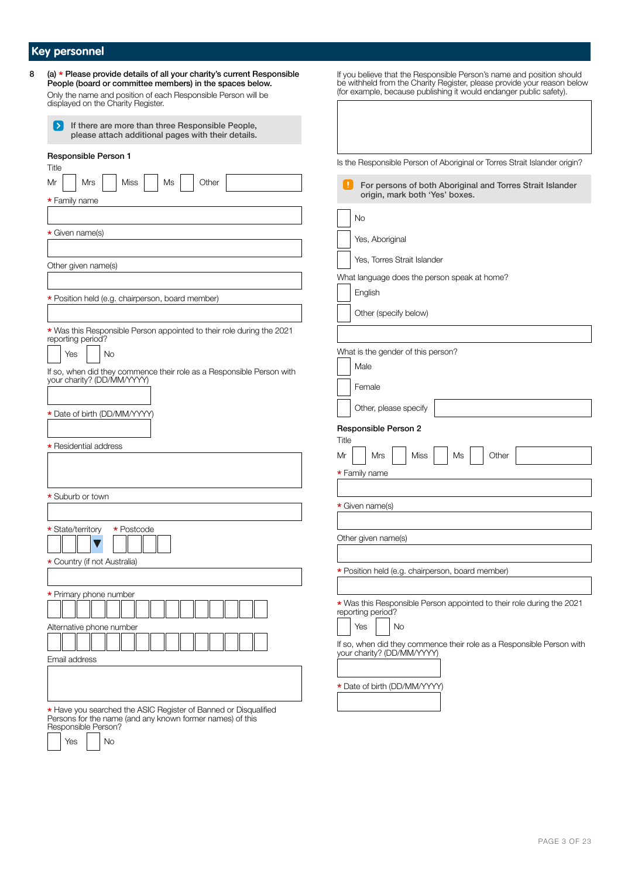## Key personnel

8 (a) * **Please provide details of all your charity's current Responsible People (board or committee members) in the spaces below.**

Only the name and position of each Responsible Person will be displayed on the Charity Register.

> **If there are more than three Responsible People, please attach additional pages with their details.**

### Responsible Person 1

Title

Mr ☐ Mrs ☐ Miss ☐ Ms ☐ Other ________

* Family name

* Given name(s)

Other given name(s)

* Position held (e.g. chairperson, board member)

* Was this Responsible Person appointed to their role during the 2021 reporting period?

☐ Yes ☐ No

If so, when did they commence their role as a Responsible Person with your charity? (DD/MM/YYYY)

* Date of birth (DD/MM/YYYY)

* Residential address

* Suburb or town

* State/territory * Postcode

* Country (if not Australia)

* Primary phone number

Alternative phone number

Email address

* Have you searched the ASIC Register of Banned or Disqualified Persons for the name (and any known former names) of this Responsible Person?

☐ Yes ☐ No

If you believe that the Responsible Person's name and position should be withheld from the Charity Register, please provide your reason below (for example, because publishing it would endanger public safety).

Is the Responsible Person of Aboriginal or Torres Strait Islander origin?

> **For persons of both Aboriginal and Torres Strait Islander origin, mark both 'Yes' boxes.**

☐ No

☐ Yes, Aboriginal

☐ Yes, Torres Strait Islander

What language does the person speak at home?

☐ English

☐ Other (specify below)

What is the gender of this person?

☐ Male

☐ Female

☐ Other, please specify ________

### Responsible Person 2

Title

Mr ☐ Mrs ☐ Miss ☐ Ms ☐ Other ________

* Family name

* Given name(s)

Other given name(s)

* Position held (e.g. chairperson, board member)

* Was this Responsible Person appointed to their role during the 2021 reporting period?

☐ Yes ☐ No

If so, when did they commence their role as a Responsible Person with your charity? (DD/MM/YYYY)

* Date of birth (DD/MM/YYYY)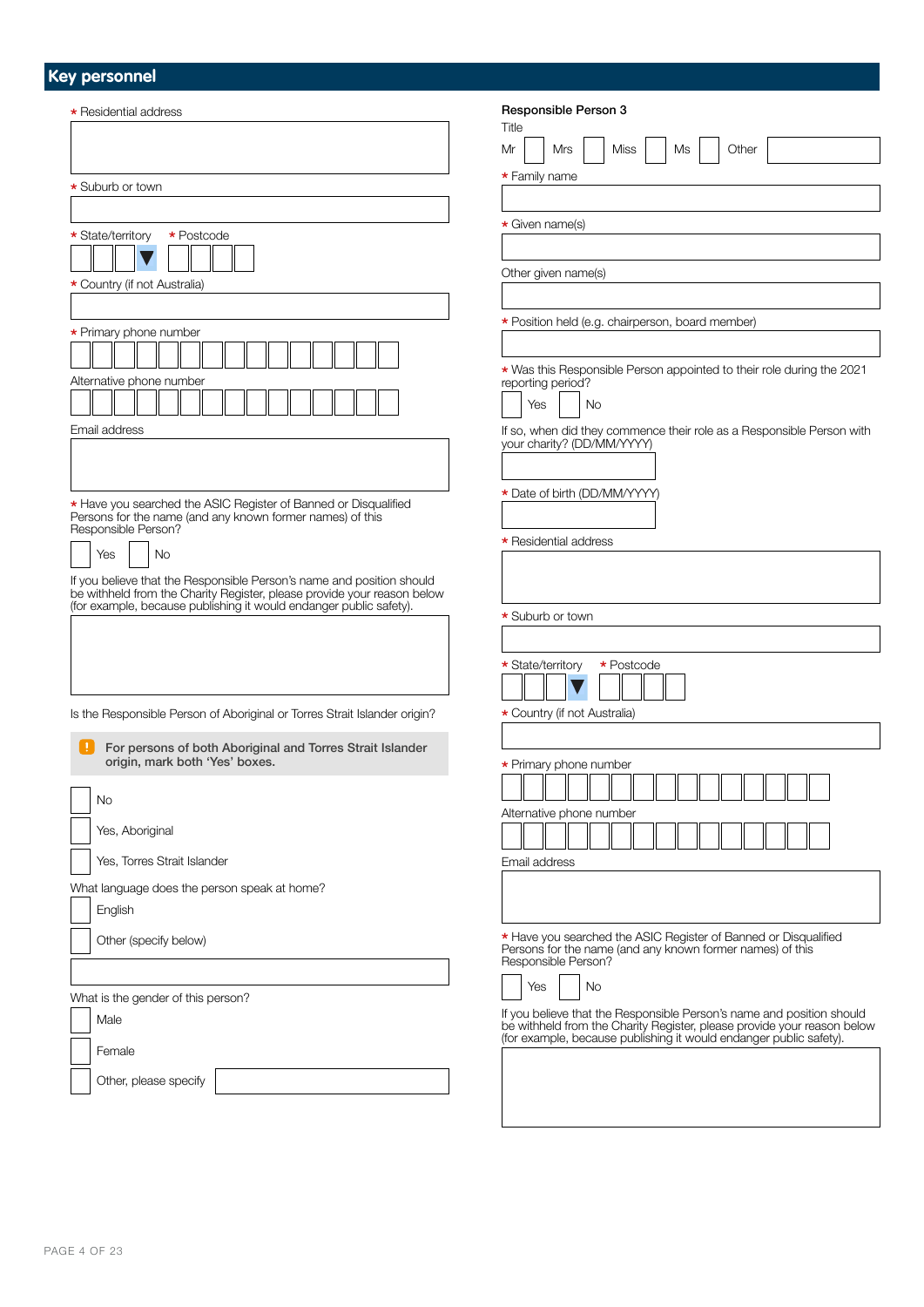## Key personnel

\* Residential address

\* Suburb or town

\* State/territory &nbsp;&nbsp; \* Postcode

\* Country (if not Australia)

\* Primary phone number

Alternative phone number

Email address

\* Have you searched the ASIC Register of Banned or Disqualified Persons for the name (and any known former names) of this Responsible Person?

Yes &nbsp;&nbsp; No

If you believe that the Responsible Person's name and position should be withheld from the Charity Register, please provide your reason below (for example, because publishing it would endanger public safety).

Is the Responsible Person of Aboriginal or Torres Strait Islander origin?

> **For persons of both Aboriginal and Torres Strait Islander origin, mark both 'Yes' boxes.**

- No
- Yes, Aboriginal
- Yes, Torres Strait Islander

What language does the person speak at home?

- English
- Other (specify below)

What is the gender of this person?

- Male
- Female
- Other, please specify

### Responsible Person 3

Title

Mr &nbsp;&nbsp; Mrs &nbsp;&nbsp; Miss &nbsp;&nbsp; Ms &nbsp;&nbsp; Other

\* Family name

\* Given name(s)

Other given name(s)

\* Position held (e.g. chairperson, board member)

\* Was this Responsible Person appointed to their role during the 2021 reporting period?

Yes &nbsp;&nbsp; No

If so, when did they commence their role as a Responsible Person with your charity? (DD/MM/YYYY)

\* Date of birth (DD/MM/YYYY)

\* Residential address

\* Suburb or town

\* State/territory &nbsp;&nbsp; \* Postcode

\* Country (if not Australia)

\* Primary phone number

Alternative phone number

Email address

\* Have you searched the ASIC Register of Banned or Disqualified Persons for the name (and any known former names) of this Responsible Person?

Yes &nbsp;&nbsp; No

If you believe that the Responsible Person's name and position should be withheld from the Charity Register, please provide your reason below (for example, because publishing it would endanger public safety).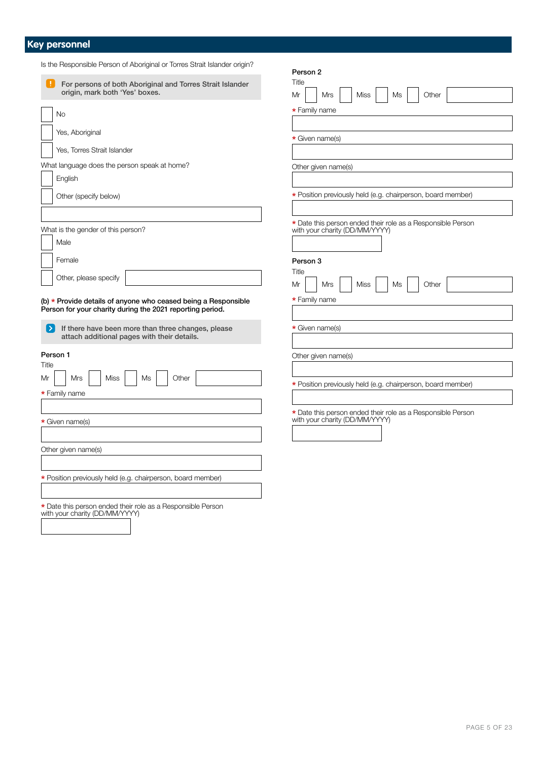## Key personnel

Is the Responsible Person of Aboriginal or Torres Strait Islander origin?

> **For persons of both Aboriginal and Torres Strait Islander origin, mark both 'Yes' boxes.**

- [ ] No
- [ ] Yes, Aboriginal
- [ ] Yes, Torres Strait Islander

What language does the person speak at home?

- [ ] English
- [ ] Other (specify below)

\_\_\_\_\_\_\_\_\_\_\_\_\_\_\_\_\_\_\_\_

What is the gender of this person?

- [ ] Male
- [ ] Female
- [ ] Other, please specify \_\_\_\_\_\_\_\_\_\_\_\_

**(b) * Provide details of anyone who ceased being a Responsible Person for your charity during the 2021 reporting period.**

> **If there have been more than three changes, please attach additional pages with their details.**

**Person 1**

Title

Mr [ ] Mrs [ ] Miss [ ] Ms [ ] Other \_\_\_\_\_\_\_\_

* Family name

* Given name(s)

Other given name(s)

* Position previously held (e.g. chairperson, board member)

* Date this person ended their role as a Responsible Person with your charity (DD/MM/YYYY)

**Person 2**

Title

Mr [ ] Mrs [ ] Miss [ ] Ms [ ] Other \_\_\_\_\_\_\_\_

* Family name

* Given name(s)

Other given name(s)

* Position previously held (e.g. chairperson, board member)

* Date this person ended their role as a Responsible Person with your charity (DD/MM/YYYY)

**Person 3**

Title

Mr [ ] Mrs [ ] Miss [ ] Ms [ ] Other \_\_\_\_\_\_\_\_

* Family name

* Given name(s)

Other given name(s)

* Position previously held (e.g. chairperson, board member)

* Date this person ended their role as a Responsible Person with your charity (DD/MM/YYYY)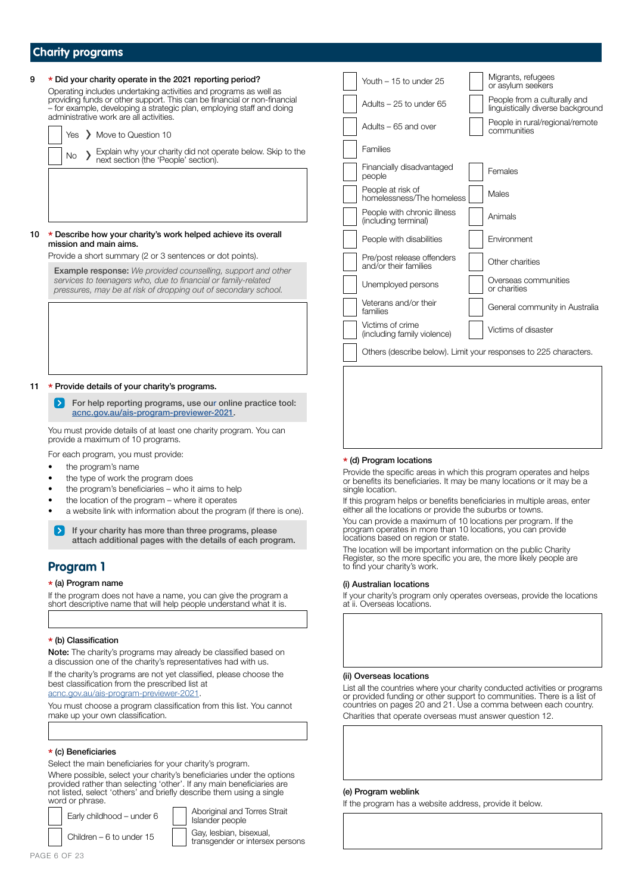## Charity programs

**9 \* Did your charity operate in the 2021 reporting period?**

Operating includes undertaking activities and programs as well as providing funds or other support. This can be financial or non-financial – for example, developing a strategic plan, employing staff and doing administrative work are all activities.

☐ Yes ❯ Move to Question 10

☐ No ❯ Explain why your charity did not operate below. Skip to the next section (the 'People' section).

**10 \* Describe how your charity's work helped achieve its overall mission and main aims.**

Provide a short summary (2 or 3 sentences or dot points).

> **Example response:** *We provided counselling, support and other services to teenagers who, due to financial or family-related pressures, may be at risk of dropping out of secondary school.*

**11 \* Provide details of your charity's programs.**

> **For help reporting programs, use our online practice tool: acnc.gov.au/ais-program-previewer-2021.**

You must provide details of at least one charity program. You can provide a maximum of 10 programs.

For each program, you must provide:

- the program's name
- the type of work the program does
- the program's beneficiaries – who it aims to help
- the location of the program – where it operates
- a website link with information about the program (if there is one).

> **If your charity has more than three programs, please attach additional pages with the details of each program.**

## Program 1

**\* (a) Program name**

If the program does not have a name, you can give the program a short descriptive name that will help people understand what it is.

**\* (b) Classification**

**Note:** The charity's programs may already be classified based on a discussion one of the charity's representatives had with us.

If the charity's programs are not yet classified, please choose the best classification from the prescribed list at acnc.gov.au/ais-program-previewer-2021.

You must choose a program classification from this list. You cannot make up your own classification.

**\* (c) Beneficiaries**

Select the main beneficiaries for your charity's program.

Where possible, select your charity's beneficiaries under the options provided rather than selecting 'other'. If any main beneficiaries are not listed, select 'others' and briefly describe them using a single word or phrase.

☐ Early childhood – under 6
☐ Aboriginal and Torres Strait Islander people
☐ Children – 6 to under 15
☐ Gay, lesbian, bisexual, transgender or intersex persons
☐ Youth – 15 to under 25
☐ Migrants, refugees or asylum seekers
☐ Adults – 25 to under 65
☐ People from a culturally and linguistically diverse background
☐ Adults – 65 and over
☐ People in rural/regional/remote communities
☐ Families
☐ Financially disadvantaged people
☐ Females
☐ People at risk of homelessness/The homeless
☐ Males
☐ People with chronic illness (including terminal)
☐ Animals
☐ People with disabilities
☐ Environment
☐ Pre/post release offenders and/or their families
☐ Other charities
☐ Unemployed persons
☐ Overseas communities or charities
☐ Veterans and/or their families
☐ General community in Australia
☐ Victims of crime (including family violence)
☐ Victims of disaster
☐ Others (describe below). Limit your responses to 225 characters.

**\* (d) Program locations**

Provide the specific areas in which this program operates and helps or benefits its beneficiaries. It may be many locations or it may be a single location.

If this program helps or benefits beneficiaries in multiple areas, enter either all the locations or provide the suburbs or towns.

You can provide a maximum of 10 locations per program. If the program operates in more than 10 locations, you can provide locations based on region or state.

The location will be important information on the public Charity Register, so the more specific you are, the more likely people are to find your charity's work.

**(i) Australian locations**

If your charity's program only operates overseas, provide the locations at ii. Overseas locations.

**(ii) Overseas locations**

List all the countries where your charity conducted activities or programs or provided funding or other support to communities. There is a list of countries on pages 20 and 21. Use a comma between each country.

Charities that operate overseas must answer question 12.

**(e) Program weblink**

If the program has a website address, provide it below.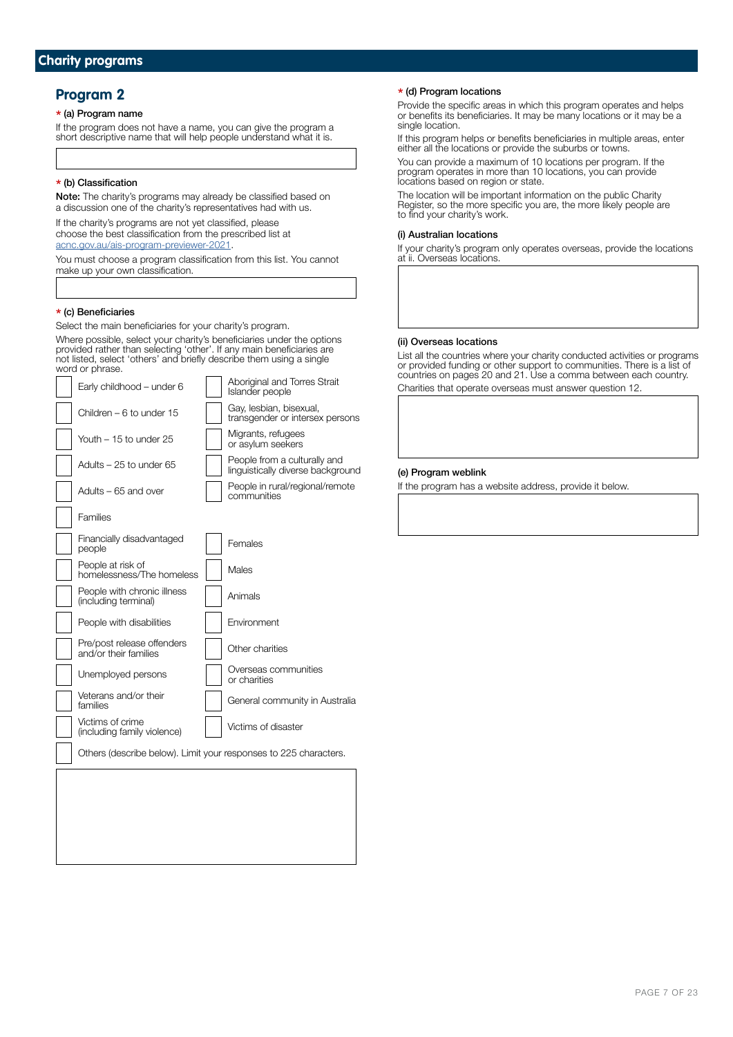# Charity programs

## Program 2

**\* (a) Program name**

If the program does not have a name, you can give the program a short descriptive name that will help people understand what it is.

**\* (b) Classification**

**Note:** The charity's programs may already be classified based on a discussion one of the charity's representatives had with us.

If the charity's programs are not yet classified, please choose the best classification from the prescribed list at acnc.gov.au/ais-program-previewer-2021.

You must choose a program classification from this list. You cannot make up your own classification.

**\* (c) Beneficiaries**

Select the main beneficiaries for your charity's program.

Where possible, select your charity's beneficiaries under the options provided rather than selecting 'other'. If any main beneficiaries are not listed, select 'others' and briefly describe them using a single word or phrase.

- ☐ Early childhood – under 6
- ☐ Children – 6 to under 15
- ☐ Youth – 15 to under 25
- ☐ Adults – 25 to under 65
- ☐ Adults – 65 and over
- ☐ Families
- ☐ Financially disadvantaged people
- ☐ People at risk of homelessness/The homeless
- ☐ People with chronic illness (including terminal)
- ☐ People with disabilities
- ☐ Pre/post release offenders and/or their families
- ☐ Unemployed persons
- ☐ Veterans and/or their families
- ☐ Victims of crime (including family violence)
- ☐ Aboriginal and Torres Strait Islander people
- ☐ Gay, lesbian, bisexual, transgender or intersex persons
- ☐ Migrants, refugees or asylum seekers
- ☐ People from a culturally and linguistically diverse background
- ☐ People in rural/regional/remote communities
- ☐ Females
- ☐ Males
- ☐ Animals
- ☐ Environment
- ☐ Other charities
- ☐ Overseas communities or charities
- ☐ General community in Australia
- ☐ Victims of disaster
- ☐ Others (describe below). Limit your responses to 225 characters.

**\* (d) Program locations**

Provide the specific areas in which this program operates and helps or benefits its beneficiaries. It may be many locations or it may be a single location.

If this program helps or benefits beneficiaries in multiple areas, enter either all the locations or provide the suburbs or towns.

You can provide a maximum of 10 locations per program. If the program operates in more than 10 locations, you can provide locations based on region or state.

The location will be important information on the public Charity Register, so the more specific you are, the more likely people are to find your charity's work.

**(i) Australian locations**

If your charity's program only operates overseas, provide the locations at ii. Overseas locations.

**(ii) Overseas locations**

List all the countries where your charity conducted activities or programs or provided funding or other support to communities. There is a list of countries on pages 20 and 21. Use a comma between each country.

Charities that operate overseas must answer question 12.

**(e) Program weblink**

If the program has a website address, provide it below.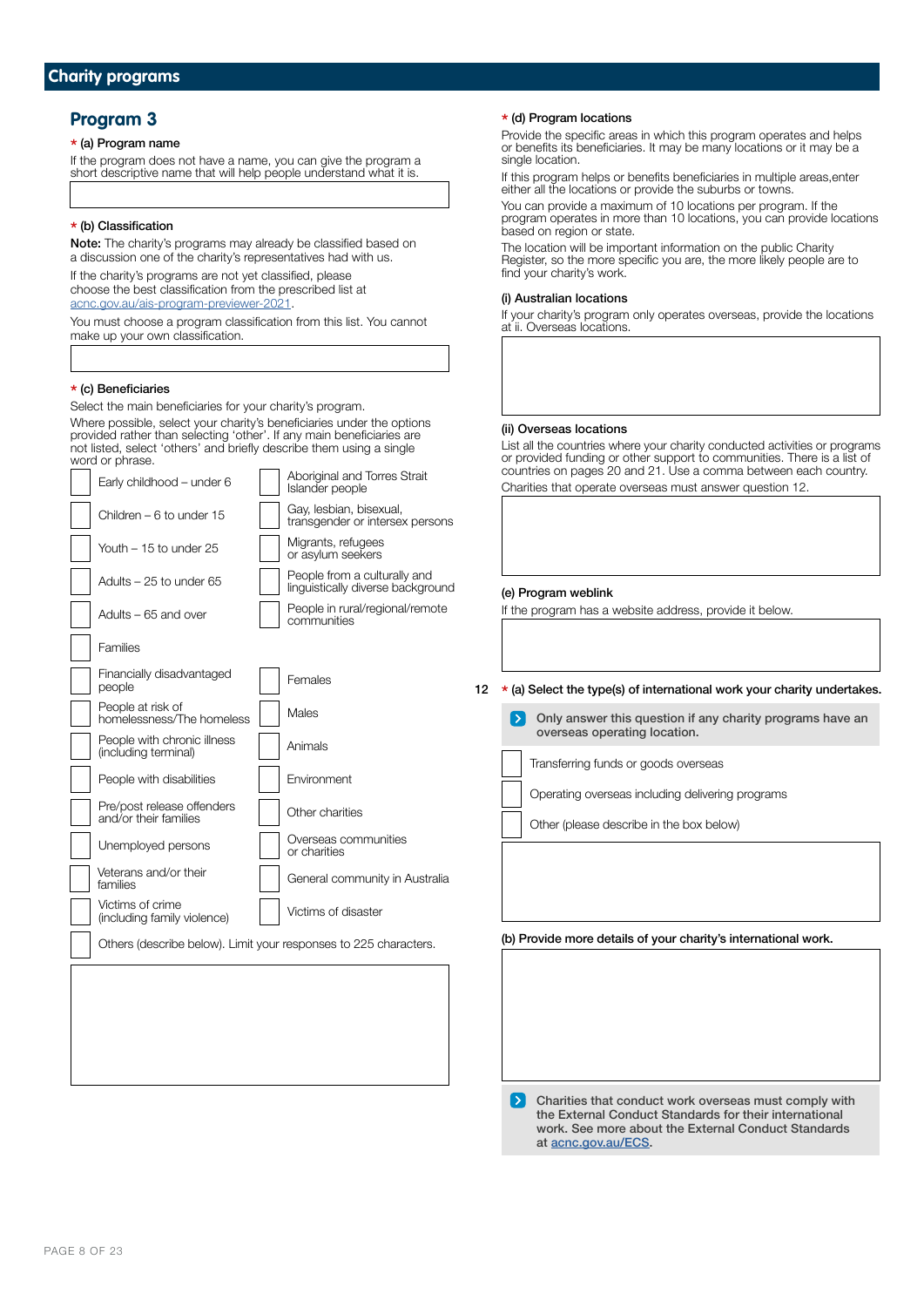## Charity programs

### Program 3

\* (a) Program name

If the program does not have a name, you can give the program a short descriptive name that will help people understand what it is.

\* (b) Classification

**Note:** The charity's programs may already be classified based on a discussion one of the charity's representatives had with us.

If the charity's programs are not yet classified, please choose the best classification from the prescribed list at acnc.gov.au/ais-program-previewer-2021.

You must choose a program classification from this list. You cannot make up your own classification.

\* (c) Beneficiaries

Select the main beneficiaries for your charity's program.

Where possible, select your charity's beneficiaries under the options provided rather than selecting 'other'. If any main beneficiaries are not listed, select 'others' and briefly describe them using a single word or phrase.

- ☐ Early childhood – under 6
- ☐ Children – 6 to under 15
- ☐ Youth – 15 to under 25
- ☐ Adults – 25 to under 65
- ☐ Adults – 65 and over
- ☐ Families
- ☐ Financially disadvantaged people
- ☐ People at risk of homelessness/The homeless
- ☐ People with chronic illness (including terminal)
- ☐ People with disabilities
- ☐ Pre/post release offenders and/or their families
- ☐ Unemployed persons
- ☐ Veterans and/or their families
- ☐ Victims of crime (including family violence)
- ☐ Aboriginal and Torres Strait Islander people
- ☐ Gay, lesbian, bisexual, transgender or intersex persons
- ☐ Migrants, refugees or asylum seekers
- ☐ People from a culturally and linguistically diverse background
- ☐ People in rural/regional/remote communities
- ☐ Females
- ☐ Males
- ☐ Animals
- ☐ Environment
- ☐ Other charities
- ☐ Overseas communities or charities
- ☐ General community in Australia
- ☐ Victims of disaster
- ☐ Others (describe below). Limit your responses to 225 characters.

\* (d) Program locations

Provide the specific areas in which this program operates and helps or benefits its beneficiaries. It may be many locations or it may be a single location.

If this program helps or benefits beneficiaries in multiple areas,enter either all the locations or provide the suburbs or towns.

You can provide a maximum of 10 locations per program. If the program operates in more than 10 locations, you can provide locations based on region or state.

The location will be important information on the public Charity Register, so the more specific you are, the more likely people are to find your charity's work.

(i) Australian locations

If your charity's program only operates overseas, provide the locations at ii. Overseas locations.

(ii) Overseas locations

List all the countries where your charity conducted activities or programs or provided funding or other support to communities. There is a list of countries on pages 20 and 21. Use a comma between each country.

Charities that operate overseas must answer question 12.

(e) Program weblink

If the program has a website address, provide it below.

12 \* (a) Select the type(s) of international work your charity undertakes.

> **Only answer this question if any charity programs have an overseas operating location.**

- ☐ Transferring funds or goods overseas
- ☐ Operating overseas including delivering programs
- ☐ Other (please describe in the box below)

(b) Provide more details of your charity's international work.

> **Charities that conduct work overseas must comply with the External Conduct Standards for their international work. See more about the External Conduct Standards at acnc.gov.au/ECS.**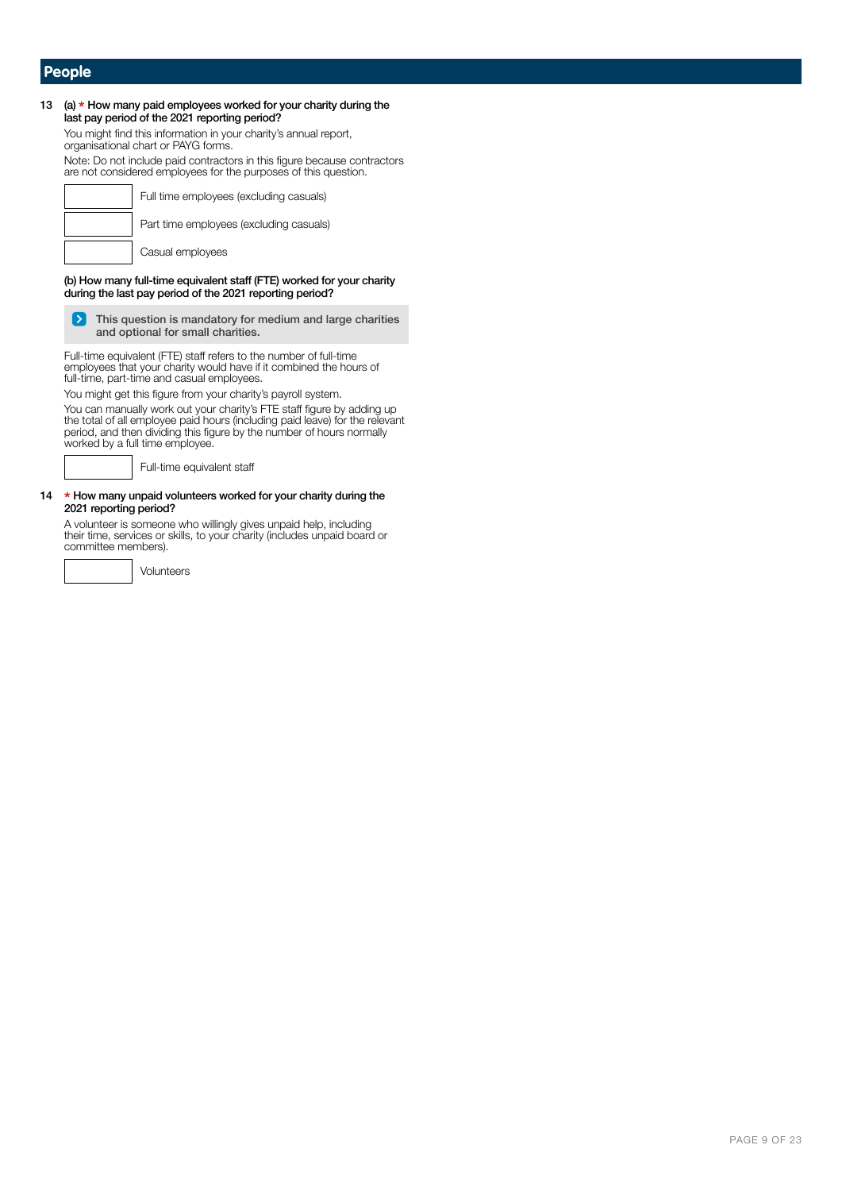## People

**13 (a) \* How many paid employees worked for your charity during the last pay period of the 2021 reporting period?**

You might find this information in your charity's annual report, organisational chart or PAYG forms.

Note: Do not include paid contractors in this figure because contractors are not considered employees for the purposes of this question.

☐ Full time employees (excluding casuals)

☐ Part time employees (excluding casuals)

☐ Casual employees

**(b) How many full-time equivalent staff (FTE) worked for your charity during the last pay period of the 2021 reporting period?**

> This question is mandatory for medium and large charities and optional for small charities.

Full-time equivalent (FTE) staff refers to the number of full-time employees that your charity would have if it combined the hours of full-time, part-time and casual employees.

You might get this figure from your charity's payroll system.

You can manually work out your charity's FTE staff figure by adding up the total of all employee paid hours (including paid leave) for the relevant period, and then dividing this figure by the number of hours normally worked by a full time employee.

☐ Full-time equivalent staff

**14 \* How many unpaid volunteers worked for your charity during the 2021 reporting period?**

A volunteer is someone who willingly gives unpaid help, including their time, services or skills, to your charity (includes unpaid board or committee members).

☐ Volunteers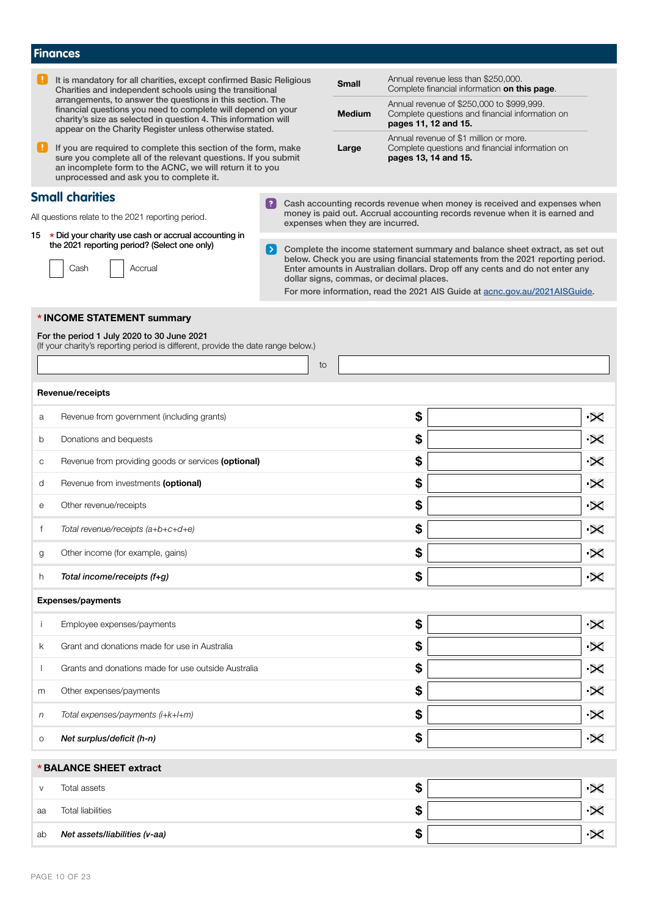## Finances

**!** It is mandatory for all charities, except confirmed Basic Religious Charities and independent schools using the transitional arrangements, to answer the questions in this section. The financial questions you need to complete will depend on your charity's size as selected in question 4. This information will appear on the Charity Register unless otherwise stated.

**!** If you are required to complete this section of the form, make sure you complete all of the relevant questions. If you submit an incomplete form to the ACNC, we will return it to you unprocessed and ask you to complete it.

| | |
|---|---|
| **Small** | Annual revenue less than $250,000. Complete financial information **on this page**. |
| **Medium** | Annual revenue of $250,000 to $999,999. Complete questions and financial information on **pages 11, 12 and 15.** |
| **Large** | Annual revenue of $1 million or more. Complete questions and financial information on **pages 13, 14 and 15.** |

## Small charities

All questions relate to the 2021 reporting period.

15 * Did your charity use cash or accrual accounting in the 2021 reporting period? (Select one only)

☐ Cash ☐ Accrual

**?** Cash accounting records revenue when money is received and expenses when money is paid out. Accrual accounting records revenue when it is earned and expenses when they are incurred.

**>** Complete the income statement summary and balance sheet extract, as set out below. Check you are using financial statements from the 2021 reporting period. Enter amounts in Australian dollars. Drop off any cents and do not enter any dollar signs, commas, or decimal places.
For more information, read the 2021 AIS Guide at acnc.gov.au/2021AISGuide.

### * INCOME STATEMENT summary

For the period 1 July 2020 to 30 June 2021
(If your charity's reporting period is different, provide the date range below.)

_______________ to _______________

| | **Revenue/receipts** | | |
|---|---|---|---|
| a | Revenue from government (including grants) | $ | .✕ |
| b | Donations and bequests | $ | .✕ |
| c | Revenue from providing goods or services **(optional)** | $ | .✕ |
| d | Revenue from investments **(optional)** | $ | .✕ |
| e | Other revenue/receipts | $ | .✕ |
| f | *Total revenue/receipts (a+b+c+d+e)* | $ | .✕ |
| g | Other income (for example, gains) | $ | .✕ |
| h | ***Total income/receipts (f+g)*** | $ | .✕ |
| | **Expenses/payments** | | |
| i | Employee expenses/payments | $ | .✕ |
| k | Grant and donations made for use in Australia | $ | .✕ |
| l | Grants and donations made for use outside Australia | $ | .✕ |
| m | Other expenses/payments | $ | .✕ |
| *n* | *Total expenses/payments (i+k+l+m)* | $ | .✕ |
| o | ***Net surplus/deficit (h-n)*** | $ | .✕ |

### * BALANCE SHEET extract

| | | | |
|---|---|---|---|
| v | Total assets | $ | .✕ |
| aa | Total liabilities | $ | .✕ |
| ab | ***Net assets/liabilities (v-aa)*** | $ | .✕ |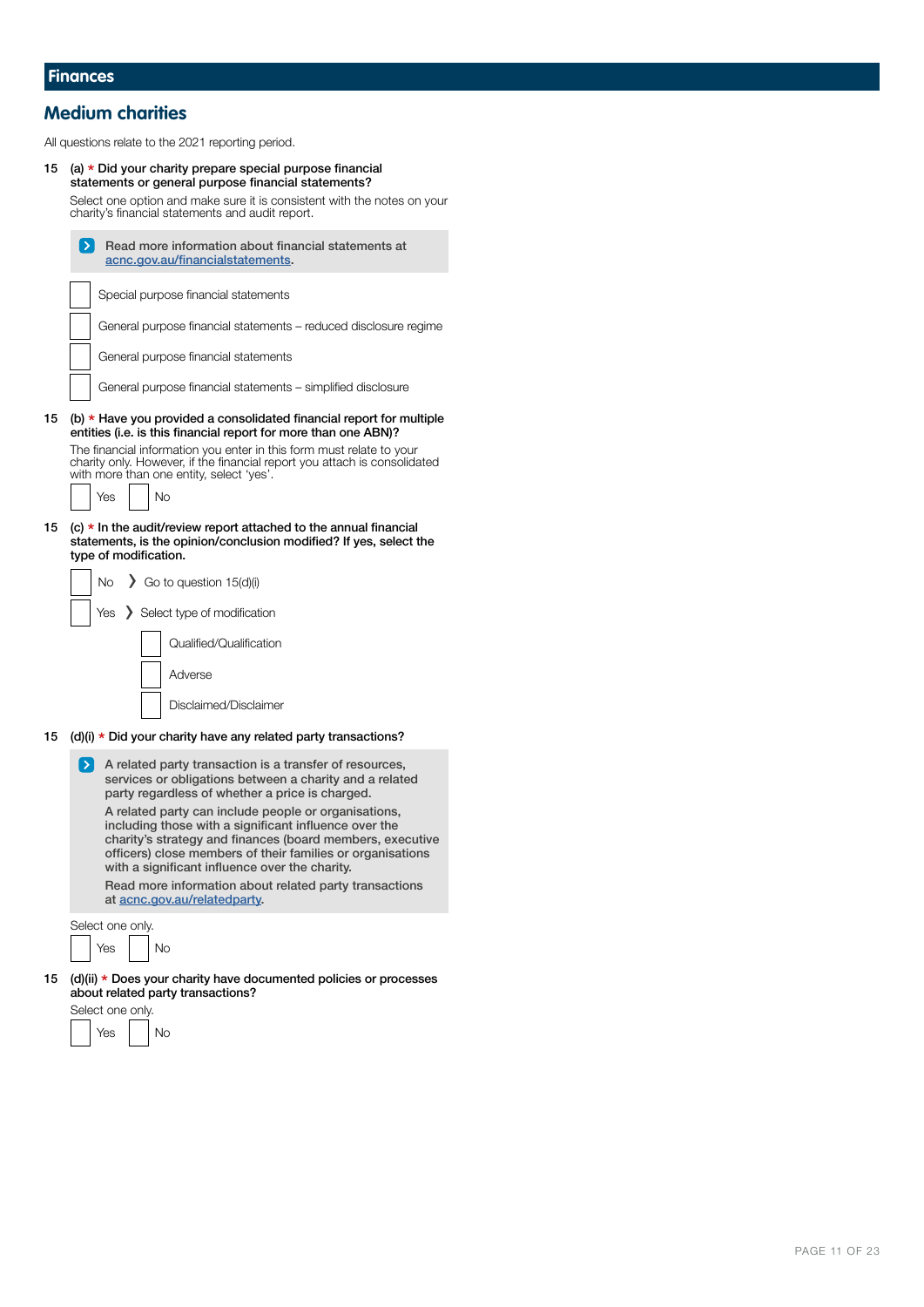## Finances

### Medium charities

All questions relate to the 2021 reporting period.

15 (a) * **Did your charity prepare special purpose financial statements or general purpose financial statements?**

Select one option and make sure it is consistent with the notes on your charity's financial statements and audit report.

> Read more information about financial statements at acnc.gov.au/financialstatements.

- [ ] Special purpose financial statements
- [ ] General purpose financial statements – reduced disclosure regime
- [ ] General purpose financial statements
- [ ] General purpose financial statements – simplified disclosure

15 (b) * **Have you provided a consolidated financial report for multiple entities (i.e. is this financial report for more than one ABN)?**

The financial information you enter in this form must relate to your charity only. However, if the financial report you attach is consolidated with more than one entity, select 'yes'.

- [ ] Yes
- [ ] No

15 (c) * **In the audit/review report attached to the annual financial statements, is the opinion/conclusion modified? If yes, select the type of modification.**

- [ ] No ❯ Go to question 15(d)(i)
- [ ] Yes ❯ Select type of modification
  - [ ] Qualified/Qualification
  - [ ] Adverse
  - [ ] Disclaimed/Disclaimer

15 (d)(i) * **Did your charity have any related party transactions?**

> A related party transaction is a transfer of resources, services or obligations between a charity and a related party regardless of whether a price is charged.
>
> A related party can include people or organisations, including those with a significant influence over the charity's strategy and finances (board members, executive officers) close members of their families or organisations with a significant influence over the charity.
>
> Read more information about related party transactions at acnc.gov.au/relatedparty.

Select one only.

- [ ] Yes
- [ ] No

15 (d)(ii) * **Does your charity have documented policies or processes about related party transactions?**

Select one only.

- [ ] Yes
- [ ] No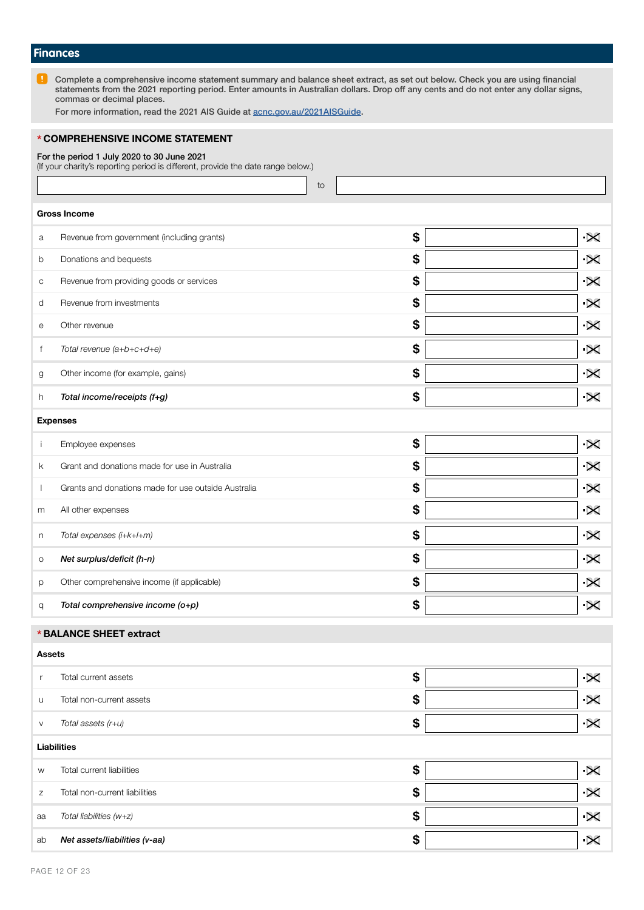## Finances

Complete a comprehensive income statement summary and balance sheet extract, as set out below. Check you are using financial statements from the 2021 reporting period. Enter amounts in Australian dollars. Drop off any cents and do not enter any dollar signs, commas or decimal places.

For more information, read the 2021 AIS Guide at acnc.gov.au/2021AISGuide.

### * COMPREHENSIVE INCOME STATEMENT

**For the period 1 July 2020 to 30 June 2021**
(If your charity's reporting period is different, provide the date range below.)

| | to | |
|---|---|---|
| | | |

| | | | |
|---|---|---|---|
| **Gross Income** | | | |
| a | Revenue from government (including grants) | $ | .XX |
| b | Donations and bequests | $ | .XX |
| c | Revenue from providing goods or services | $ | .XX |
| d | Revenue from investments | $ | .XX |
| e | Other revenue | $ | .XX |
| f | *Total revenue (a+b+c+d+e)* | $ | .XX |
| g | Other income (for example, gains) | $ | .XX |
| h | ***Total income/receipts (f+g)*** | $ | .XX |
| **Expenses** | | | |
| i | Employee expenses | $ | .XX |
| k | Grant and donations made for use in Australia | $ | .XX |
| l | Grants and donations made for use outside Australia | $ | .XX |
| m | All other expenses | $ | .XX |
| n | *Total expenses (i+k+l+m)* | $ | .XX |
| o | ***Net surplus/deficit (h-n)*** | $ | .XX |
| p | Other comprehensive income (if applicable) | $ | .XX |
| q | ***Total comprehensive income (o+p)*** | $ | .XX |

### * BALANCE SHEET extract

| | | | |
|---|---|---|---|
| **Assets** | | | |
| r | Total current assets | $ | .XX |
| u | Total non-current assets | $ | .XX |
| v | *Total assets (r+u)* | $ | .XX |
| **Liabilities** | | | |
| w | Total current liabilities | $ | .XX |
| z | Total non-current liabilities | $ | .XX |
| aa | *Total liabilities (w+z)* | $ | .XX |
| ab | ***Net assets/liabilities (v-aa)*** | $ | .XX |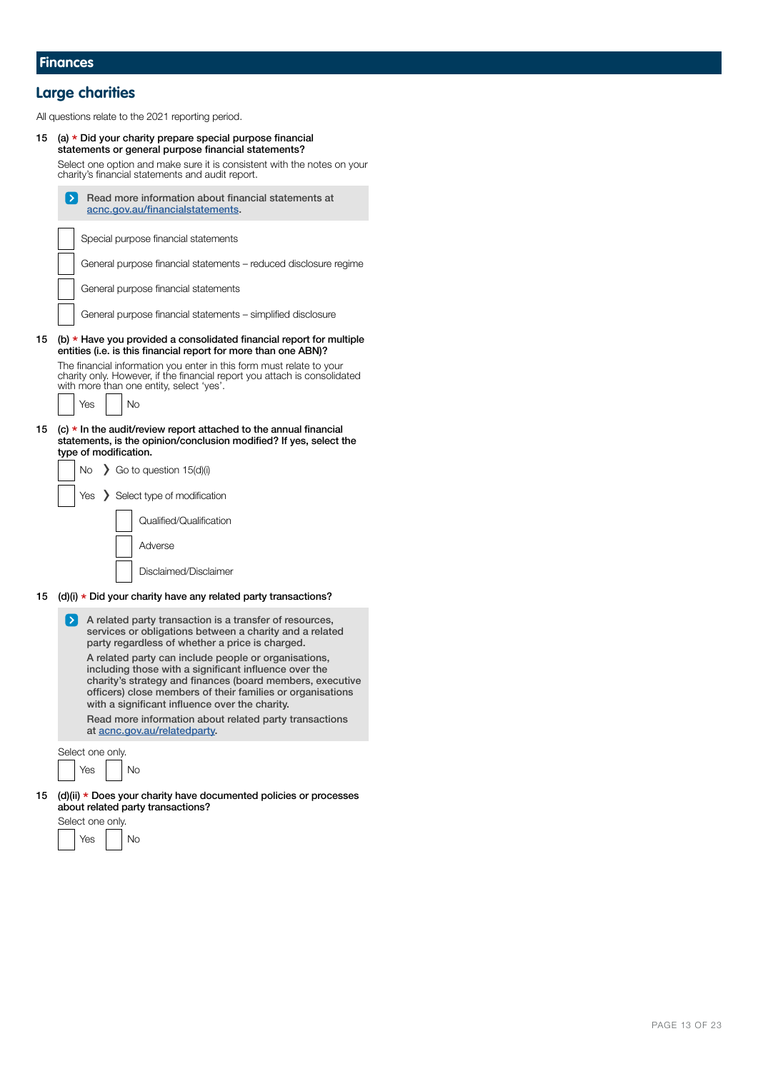# Finances

## Large charities

All questions relate to the 2021 reporting period.

**15 (a) * Did your charity prepare special purpose financial statements or general purpose financial statements?**

Select one option and make sure it is consistent with the notes on your charity's financial statements and audit report.

> Read more information about financial statements at acnc.gov.au/financialstatements.

- [ ] Special purpose financial statements
- [ ] General purpose financial statements – reduced disclosure regime
- [ ] General purpose financial statements
- [ ] General purpose financial statements – simplified disclosure

**15 (b) * Have you provided a consolidated financial report for multiple entities (i.e. is this financial report for more than one ABN)?**

The financial information you enter in this form must relate to your charity only. However, if the financial report you attach is consolidated with more than one entity, select 'yes'.

- [ ] Yes
- [ ] No

**15 (c) * In the audit/review report attached to the annual financial statements, is the opinion/conclusion modified? If yes, select the type of modification.**

- [ ] No ❯ Go to question 15(d)(i)
- [ ] Yes ❯ Select type of modification
  - [ ] Qualified/Qualification
  - [ ] Adverse
  - [ ] Disclaimed/Disclaimer

**15 (d)(i) * Did your charity have any related party transactions?**

> A related party transaction is a transfer of resources, services or obligations between a charity and a related party regardless of whether a price is charged.
>
> A related party can include people or organisations, including those with a significant influence over the charity's strategy and finances (board members, executive officers) close members of their families or organisations with a significant influence over the charity.
>
> Read more information about related party transactions at acnc.gov.au/relatedparty.

Select one only.

- [ ] Yes
- [ ] No

**15 (d)(ii) * Does your charity have documented policies or processes about related party transactions?**

Select one only.

- [ ] Yes
- [ ] No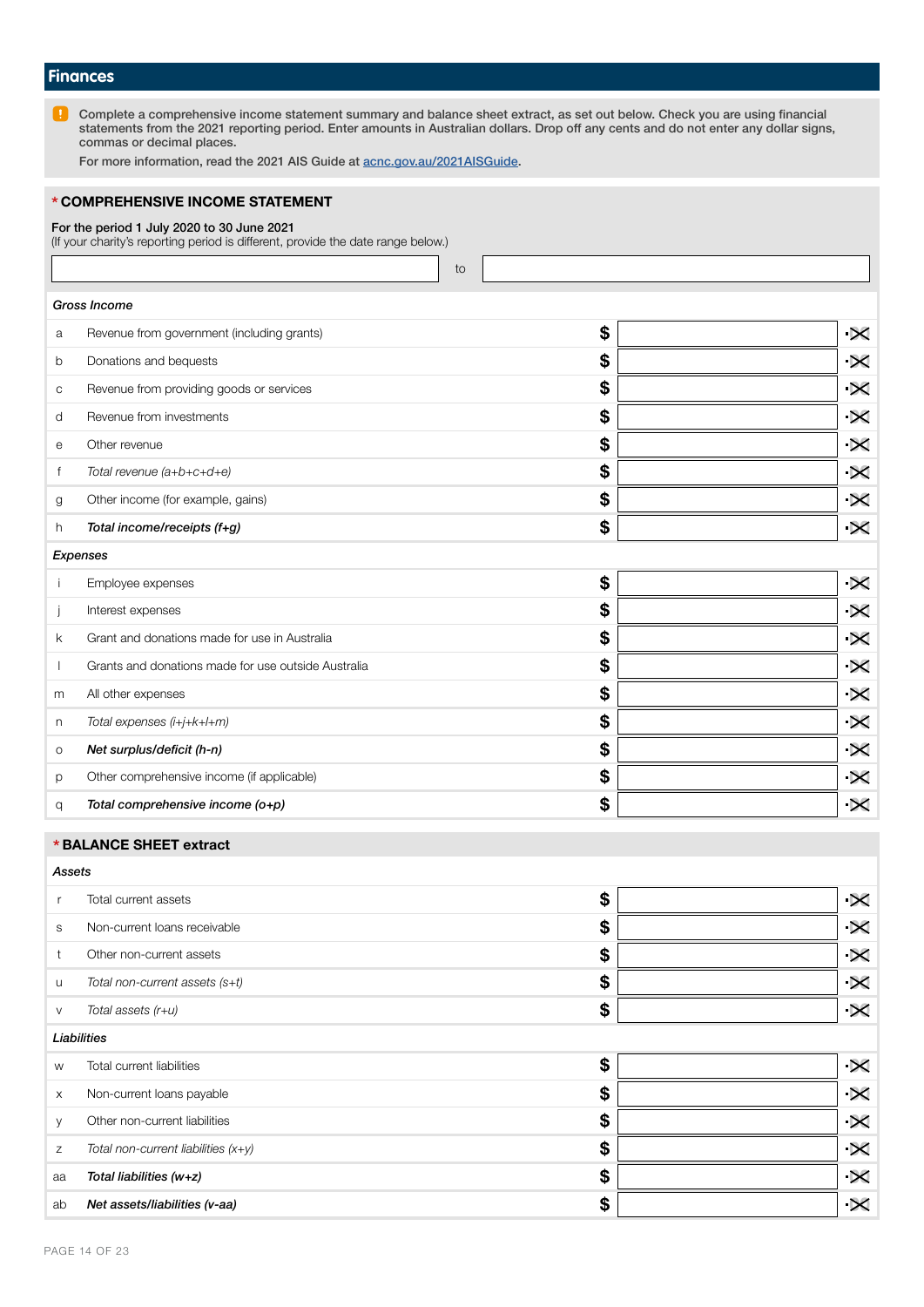## Finances

Complete a comprehensive income statement summary and balance sheet extract, as set out below. Check you are using financial statements from the 2021 reporting period. Enter amounts in Australian dollars. Drop off any cents and do not enter any dollar signs, commas or decimal places.

For more information, read the 2021 AIS Guide at acnc.gov.au/2021AISGuide.

### * COMPREHENSIVE INCOME STATEMENT

For the period 1 July 2020 to 30 June 2021
(If your charity's reporting period is different, provide the date range below.)

| | to | |
|---|---|---|

| | *Gross Income* | | |
|---|---|---|---|
| a | Revenue from government (including grants) | $ | .✕ |
| b | Donations and bequests | $ | .✕ |
| c | Revenue from providing goods or services | $ | .✕ |
| d | Revenue from investments | $ | .✕ |
| e | Other revenue | $ | .✕ |
| f | *Total revenue (a+b+c+d+e)* | $ | .✕ |
| g | Other income (for example, gains) | $ | .✕ |
| h | ***Total income/receipts (f+g)*** | $ | .✕ |
| | *Expenses* | | |
| i | Employee expenses | $ | .✕ |
| j | Interest expenses | $ | .✕ |
| k | Grant and donations made for use in Australia | $ | .✕ |
| l | Grants and donations made for use outside Australia | $ | .✕ |
| m | All other expenses | $ | .✕ |
| n | *Total expenses (i+j+k+l+m)* | $ | .✕ |
| o | ***Net surplus/deficit (h-n)*** | $ | .✕ |
| p | Other comprehensive income (if applicable) | $ | .✕ |
| q | ***Total comprehensive income (o+p)*** | $ | .✕ |

### * BALANCE SHEET extract

| | *Assets* | | |
|---|---|---|---|
| r | Total current assets | $ | .✕ |
| s | Non-current loans receivable | $ | .✕ |
| t | Other non-current assets | $ | .✕ |
| u | *Total non-current assets (s+t)* | $ | .✕ |
| v | *Total assets (r+u)* | $ | .✕ |
| | *Liabilities* | | |
| w | Total current liabilities | $ | .✕ |
| x | Non-current loans payable | $ | .✕ |
| y | Other non-current liabilities | $ | .✕ |
| z | *Total non-current liabilities (x+y)* | $ | .✕ |
| aa | ***Total liabilities (w+z)*** | $ | .✕ |
| ab | ***Net assets/liabilities (v-aa)*** | $ | .✕ |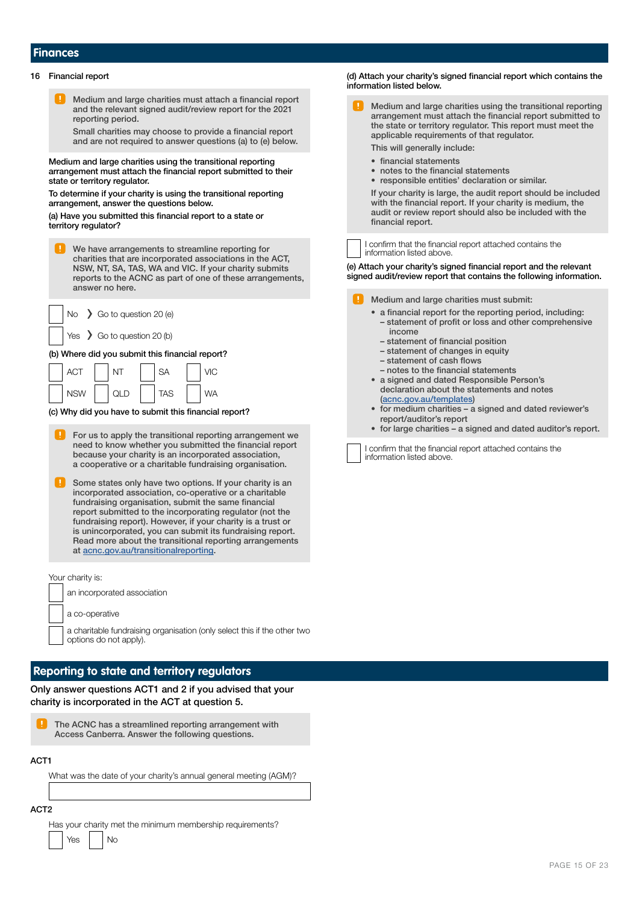## Finances

16 Financial report

> Medium and large charities must attach a financial report and the relevant signed audit/review report for the 2021 reporting period.
>
> Small charities may choose to provide a financial report and are not required to answer questions (a) to (e) below.

Medium and large charities using the transitional reporting arrangement must attach the financial report submitted to their state or territory regulator.

To determine if your charity is using the transitional reporting arrangement, answer the questions below.

(a) Have you submitted this financial report to a state or territory regulator?

> We have arrangements to streamline reporting for charities that are incorporated associations in the ACT, NSW, NT, SA, TAS, WA and VIC. If your charity submits reports to the ACNC as part of one of these arrangements, answer no here.

☐ No ❯ Go to question 20 (e)

☐ Yes ❯ Go to question 20 (b)

(b) Where did you submit this financial report?

☐ ACT ☐ NT ☐ SA ☐ VIC

☐ NSW ☐ QLD ☐ TAS ☐ WA

(c) Why did you have to submit this financial report?

> For us to apply the transitional reporting arrangement we need to know whether you submitted the financial report because your charity is an incorporated association, a cooperative or a charitable fundraising organisation.

> Some states only have two options. If your charity is an incorporated association, co-operative or a charitable fundraising organisation, submit the same financial report submitted to the incorporating regulator (not the fundraising report). However, if your charity is a trust or is unincorporated, you can submit its fundraising report. Read more about the transitional reporting arrangements at acnc.gov.au/transitionalreporting.

Your charity is:

☐ an incorporated association

☐ a co-operative

☐ a charitable fundraising organisation (only select this if the other two options do not apply).

(d) Attach your charity's signed financial report which contains the information listed below.

> Medium and large charities using the transitional reporting arrangement must attach the financial report submitted to the state or territory regulator. This report must meet the applicable requirements of that regulator.
>
> This will generally include:
>
> - financial statements
> - notes to the financial statements
> - responsible entities' declaration or similar.
>
> If your charity is large, the audit report should be included with the financial report. If your charity is medium, the audit or review report should also be included with the financial report.

☐ I confirm that the financial report attached contains the information listed above.

(e) Attach your charity's signed financial report and the relevant signed audit/review report that contains the following information.

> Medium and large charities must submit:
>
> - a financial report for the reporting period, including:
>   - statement of profit or loss and other comprehensive income
>   - statement of financial position
>   - statement of changes in equity
>   - statement of cash flows
>   - notes to the financial statements
> - a signed and dated Responsible Person's declaration about the statements and notes (acnc.gov.au/templates)
> - for medium charities – a signed and dated reviewer's report/auditor's report
> - for large charities – a signed and dated auditor's report.

☐ I confirm that the financial report attached contains the information listed above.

## Reporting to state and territory regulators

Only answer questions ACT1 and 2 if you advised that your charity is incorporated in the ACT at question 5.

> The ACNC has a streamlined reporting arrangement with Access Canberra. Answer the following questions.

ACT1

What was the date of your charity's annual general meeting (AGM)?

\_\_\_\_\_\_\_\_\_\_\_\_\_\_\_\_\_\_\_\_

ACT2

Has your charity met the minimum membership requirements?

☐ Yes ☐ No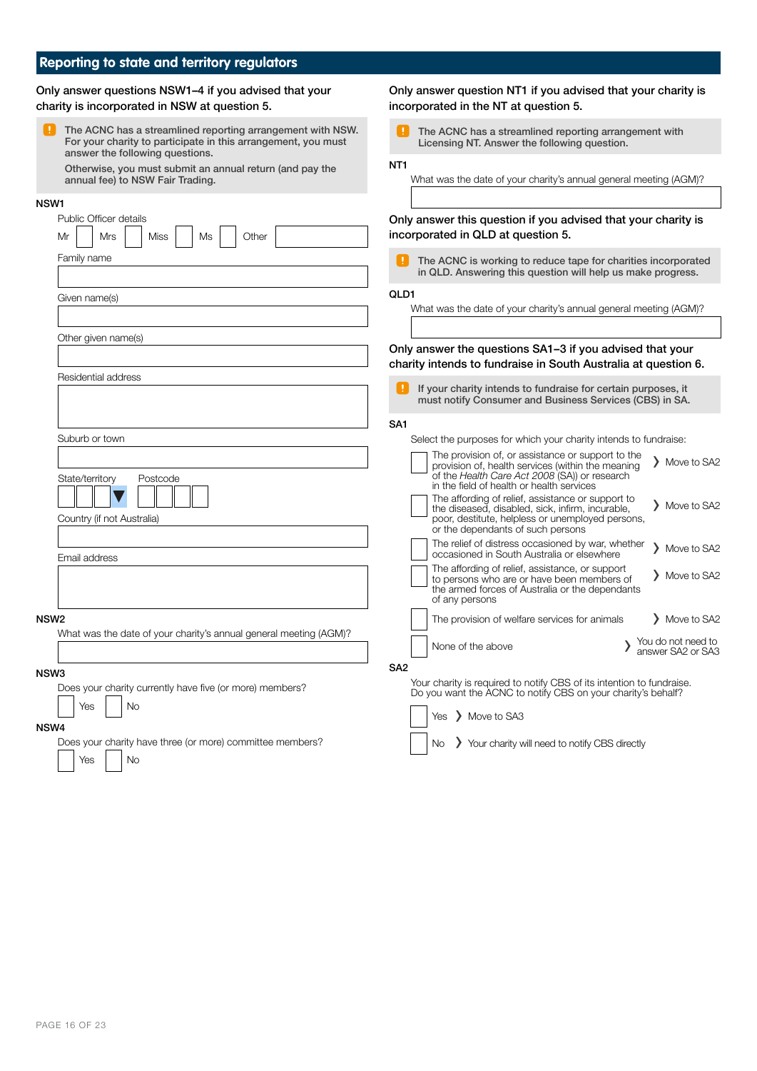## Reporting to state and territory regulators

Only answer questions NSW1–4 if you advised that your charity is incorporated in NSW at question 5.

> **!** The ACNC has a streamlined reporting arrangement with NSW. For your charity to participate in this arrangement, you must answer the following questions.
>
> Otherwise, you must submit an annual return (and pay the annual fee) to NSW Fair Trading.

**NSW1**

Public Officer details

Mr ☐ Mrs ☐ Miss ☐ Ms ☐ Other ________

Family name

Given name(s)

Other given name(s)

Residential address

Suburb or town

State/territory ▼ Postcode

Country (if not Australia)

Email address

**NSW2**

What was the date of your charity's annual general meeting (AGM)?

**NSW3**

Does your charity currently have five (or more) members?

☐ Yes ☐ No

**NSW4**

Does your charity have three (or more) committee members?

☐ Yes ☐ No

Only answer question NT1 if you advised that your charity is incorporated in the NT at question 5.

> **!** The ACNC has a streamlined reporting arrangement with Licensing NT. Answer the following question.

**NT1**

What was the date of your charity's annual general meeting (AGM)?

Only answer this question if you advised that your charity is incorporated in QLD at question 5.

> **!** The ACNC is working to reduce tape for charities incorporated in QLD. Answering this question will help us make progress.

**QLD1**

What was the date of your charity's annual general meeting (AGM)?

Only answer the questions SA1–3 if you advised that your charity intends to fundraise in South Australia at question 6.

> **!** If your charity intends to fundraise for certain purposes, it must notify Consumer and Business Services (CBS) in SA.

**SA1**

Select the purposes for which your charity intends to fundraise:

- ☐ The provision of, or assistance or support to the provision of, health services (within the meaning of the *Health Care Act 2008* (SA)) or research in the field of health or health services ❯ Move to SA2
- ☐ The affording of relief, assistance or support to the diseased, disabled, sick, infirm, incurable, poor, destitute, helpless or unemployed persons, or the dependants of such persons ❯ Move to SA2
- ☐ The relief of distress occasioned by war, whether occasioned in South Australia or elsewhere ❯ Move to SA2
- ☐ The affording of relief, assistance, or support to persons who are or have been members of the armed forces of Australia or the dependants of any persons ❯ Move to SA2
- ☐ The provision of welfare services for animals ❯ Move to SA2
- ☐ None of the above ❯ You do not need to answer SA2 or SA3

**SA2**

Your charity is required to notify CBS of its intention to fundraise. Do you want the ACNC to notify CBS on your charity's behalf?

- ☐ Yes ❯ Move to SA3
- ☐ No ❯ Your charity will need to notify CBS directly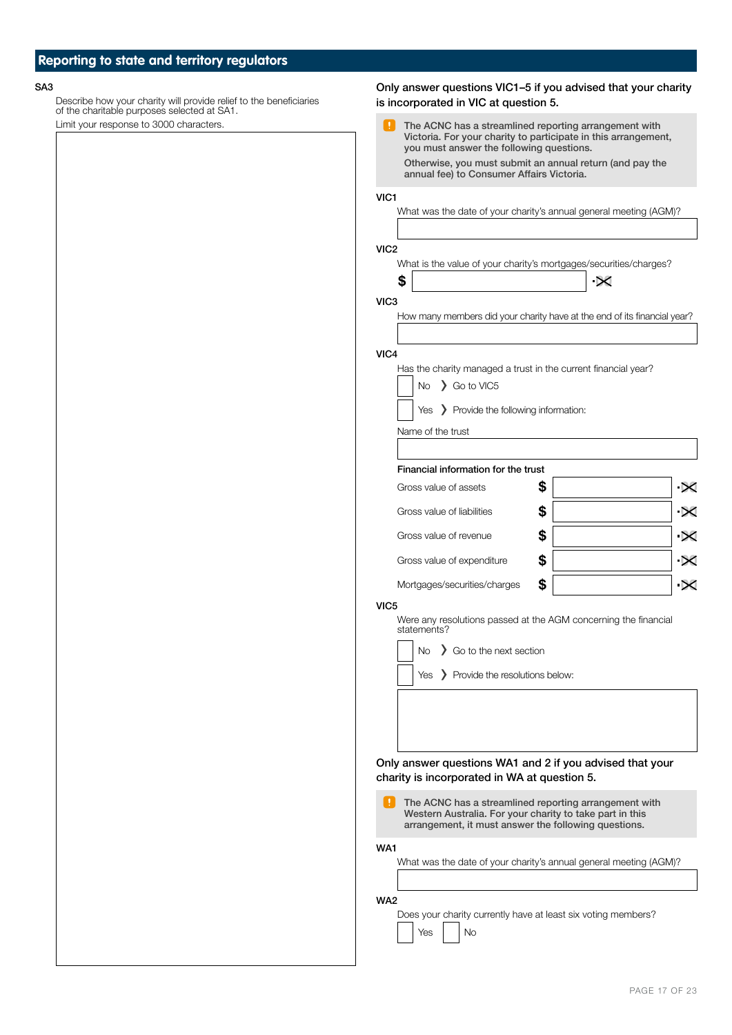## Reporting to state and territory regulators

**SA3**

Describe how your charity will provide relief to the beneficiaries of the charitable purposes selected at SA1.

Limit your response to 3000 characters.

**Only answer questions VIC1–5 if you advised that your charity is incorporated in VIC at question 5.**

> **!** The ACNC has a streamlined reporting arrangement with Victoria. For your charity to participate in this arrangement, you must answer the following questions.
>
> Otherwise, you must submit an annual return (and pay the annual fee) to Consumer Affairs Victoria.

**VIC1**

What was the date of your charity's annual general meeting (AGM)?

**VIC2**

What is the value of your charity's mortgages/securities/charges?

$ ______ .✕✕

**VIC3**

How many members did your charity have at the end of its financial year?

**VIC4**

Has the charity managed a trust in the current financial year?

- ☐ No ❯ Go to VIC5
- ☐ Yes ❯ Provide the following information:

Name of the trust

**Financial information for the trust**

| | | |
|---|---|---|
| Gross value of assets | $ | .✕✕ |
| Gross value of liabilities | $ | .✕✕ |
| Gross value of revenue | $ | .✕✕ |
| Gross value of expenditure | $ | .✕✕ |
| Mortgages/securities/charges | $ | .✕✕ |

**VIC5**

Were any resolutions passed at the AGM concerning the financial statements?

- ☐ No ❯ Go to the next section
- ☐ Yes ❯ Provide the resolutions below:

**Only answer questions WA1 and 2 if you advised that your charity is incorporated in WA at question 5.**

> **!** The ACNC has a streamlined reporting arrangement with Western Australia. For your charity to take part in this arrangement, it must answer the following questions.

**WA1**

What was the date of your charity's annual general meeting (AGM)?

**WA2**

Does your charity currently have at least six voting members?

☐ Yes ☐ No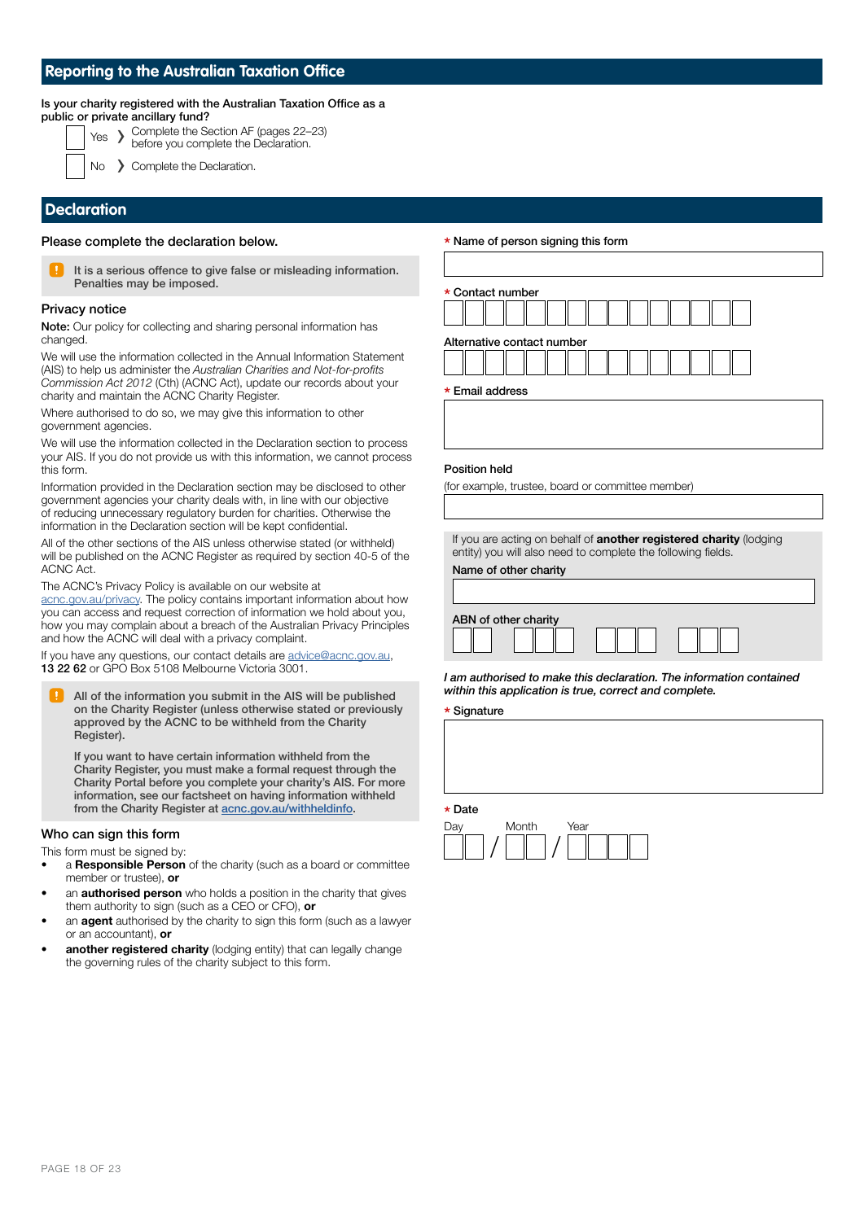## Reporting to the Australian Taxation Office

**Is your charity registered with the Australian Taxation Office as a public or private ancillary fund?**

☐ Yes ❯ Complete the Section AF (pages 22–23) before you complete the Declaration.

☐ No ❯ Complete the Declaration.

## Declaration

**Please complete the declaration below.**

> **!** It is a serious offence to give false or misleading information. Penalties may be imposed.

### Privacy notice

**Note:** Our policy for collecting and sharing personal information has changed.

We will use the information collected in the Annual Information Statement (AIS) to help us administer the *Australian Charities and Not-for-profits Commission Act 2012* (Cth) (ACNC Act), update our records about your charity and maintain the ACNC Charity Register.

Where authorised to do so, we may give this information to other government agencies.

We will use the information collected in the Declaration section to process your AIS. If you do not provide us with this information, we cannot process this form.

Information provided in the Declaration section may be disclosed to other government agencies your charity deals with, in line with our objective of reducing unnecessary regulatory burden for charities. Otherwise the information in the Declaration section will be kept confidential.

All of the other sections of the AIS unless otherwise stated (or withheld) will be published on the ACNC Register as required by section 40-5 of the ACNC Act.

The ACNC's Privacy Policy is available on our website at acnc.gov.au/privacy. The policy contains important information about how you can access and request correction of information we hold about you, how you may complain about a breach of the Australian Privacy Principles and how the ACNC will deal with a privacy complaint.

If you have any questions, our contact details are advice@acnc.gov.au, **13 22 62** or GPO Box 5108 Melbourne Victoria 3001.

> **!** All of the information you submit in the AIS will be published on the Charity Register (unless otherwise stated or previously approved by the ACNC to be withheld from the Charity Register).
>
> If you want to have certain information withheld from the Charity Register, you must make a formal request through the Charity Portal before you complete your charity's AIS. For more information, see our factsheet on having information withheld from the Charity Register at acnc.gov.au/withheldinfo.

### Who can sign this form

This form must be signed by:

- a **Responsible Person** of the charity (such as a board or committee member or trustee), **or**
- an **authorised person** who holds a position in the charity that gives them authority to sign (such as a CEO or CFO), **or**
- an **agent** authorised by the charity to sign this form (such as a lawyer or an accountant), **or**
- **another registered charity** (lodging entity) that can legally change the governing rules of the charity subject to this form.

\* Name of person signing this form

\* Contact number

Alternative contact number

\* Email address

Position held
(for example, trustee, board or committee member)

If you are acting on behalf of **another registered charity** (lodging entity) you will also need to complete the following fields.

Name of other charity

ABN of other charity

*I am authorised to make this declaration. The information contained within this application is true, correct and complete.*

\* Signature

\* Date

Day / Month / Year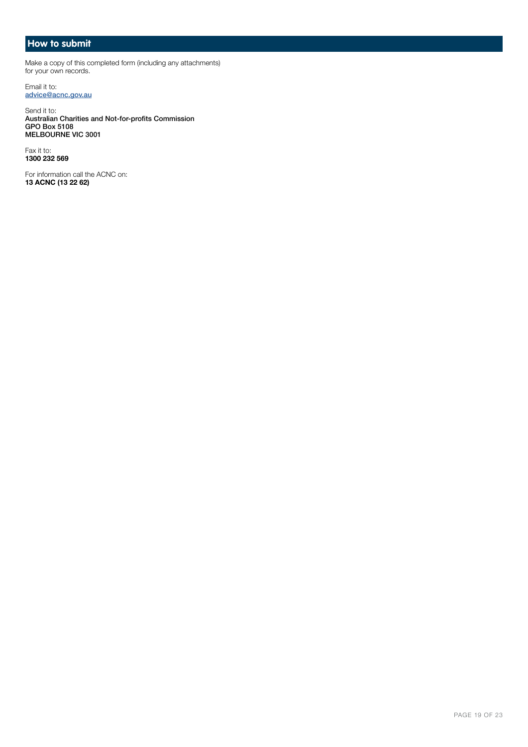## How to submit

Make a copy of this completed form (including any attachments) for your own records.

Email it to:
[advice@acnc.gov.au](mailto:advice@acnc.gov.au)

Send it to:
**Australian Charities and Not-for-profits Commission**
**GPO Box 5108**
**MELBOURNE VIC 3001**

Fax it to:
**1300 232 569**

For information call the ACNC on:
**13 ACNC (13 22 62)**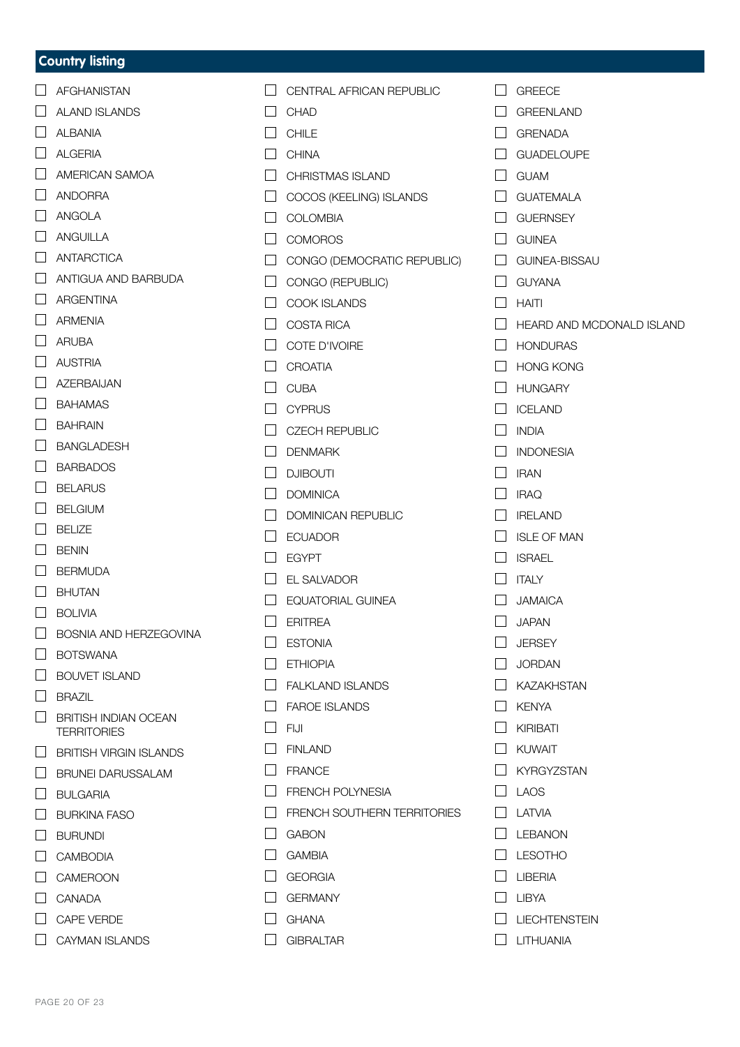## Country listing

- [ ] AFGHANISTAN
- [ ] ALAND ISLANDS
- [ ] ALBANIA
- [ ] ALGERIA
- [ ] AMERICAN SAMOA
- [ ] ANDORRA
- [ ] ANGOLA
- [ ] ANGUILLA
- [ ] ANTARCTICA
- [ ] ANTIGUA AND BARBUDA
- [ ] ARGENTINA
- [ ] ARMENIA
- [ ] ARUBA
- [ ] AUSTRIA
- [ ] AZERBAIJAN
- [ ] BAHAMAS
- [ ] BAHRAIN
- [ ] BANGLADESH
- [ ] BARBADOS
- [ ] BELARUS
- [ ] BELGIUM
- [ ] BELIZE
- [ ] BENIN
- [ ] BERMUDA
- [ ] BHUTAN
- [ ] BOLIVIA
- [ ] BOSNIA AND HERZEGOVINA
- [ ] BOTSWANA
- [ ] BOUVET ISLAND
- [ ] BRAZIL
- [ ] BRITISH INDIAN OCEAN TERRITORIES
- [ ] BRITISH VIRGIN ISLANDS
- [ ] BRUNEI DARUSSALAM
- [ ] BULGARIA
- [ ] BURKINA FASO
- [ ] BURUNDI
- [ ] CAMBODIA
- [ ] CAMEROON
- [ ] CANADA
- [ ] CAPE VERDE
- [ ] CAYMAN ISLANDS
- [ ] CENTRAL AFRICAN REPUBLIC
- [ ] CHAD
- [ ] CHILE
- [ ] CHINA
- [ ] CHRISTMAS ISLAND
- [ ] COCOS (KEELING) ISLANDS
- [ ] COLOMBIA
- [ ] COMOROS
- [ ] CONGO (DEMOCRATIC REPUBLIC)
- [ ] CONGO (REPUBLIC)
- [ ] COOK ISLANDS
- [ ] COSTA RICA
- [ ] COTE D'IVOIRE
- [ ] CROATIA
- [ ] CUBA
- [ ] CYPRUS
- [ ] CZECH REPUBLIC
- [ ] DENMARK
- [ ] DJIBOUTI
- [ ] DOMINICA
- [ ] DOMINICAN REPUBLIC
- [ ] ECUADOR
- [ ] EGYPT
- [ ] EL SALVADOR
- [ ] EQUATORIAL GUINEA
- [ ] ERITREA
- [ ] ESTONIA
- [ ] ETHIOPIA
- [ ] FALKLAND ISLANDS
- [ ] FAROE ISLANDS
- [ ] FIJI
- [ ] FINLAND
- [ ] FRANCE
- [ ] FRENCH POLYNESIA
- [ ] FRENCH SOUTHERN TERRITORIES
- [ ] GABON
- [ ] GAMBIA
- [ ] GEORGIA
- [ ] GERMANY
- [ ] GHANA
- [ ] GIBRALTAR
- [ ] GREECE
- [ ] GREENLAND
- [ ] GRENADA
- [ ] GUADELOUPE
- [ ] GUAM
- [ ] GUATEMALA
- [ ] GUERNSEY
- [ ] GUINEA
- [ ] GUINEA-BISSAU
- [ ] GUYANA
- [ ] HAITI
- [ ] HEARD AND MCDONALD ISLAND
- [ ] HONDURAS
- [ ] HONG KONG
- [ ] HUNGARY
- [ ] ICELAND
- [ ] INDIA
- [ ] INDONESIA
- [ ] IRAN
- [ ] IRAQ
- [ ] IRELAND
- [ ] ISLE OF MAN
- [ ] ISRAEL
- [ ] ITALY
- [ ] JAMAICA
- [ ] JAPAN
- [ ] JERSEY
- [ ] JORDAN
- [ ] KAZAKHSTAN
- [ ] KENYA
- [ ] KIRIBATI
- [ ] KUWAIT
- [ ] KYRGYZSTAN
- [ ] LAOS
- [ ] LATVIA
- [ ] LEBANON
- [ ] LESOTHO
- [ ] LIBERIA
- [ ] LIBYA
- [ ] LIECHTENSTEIN
- [ ] LITHUANIA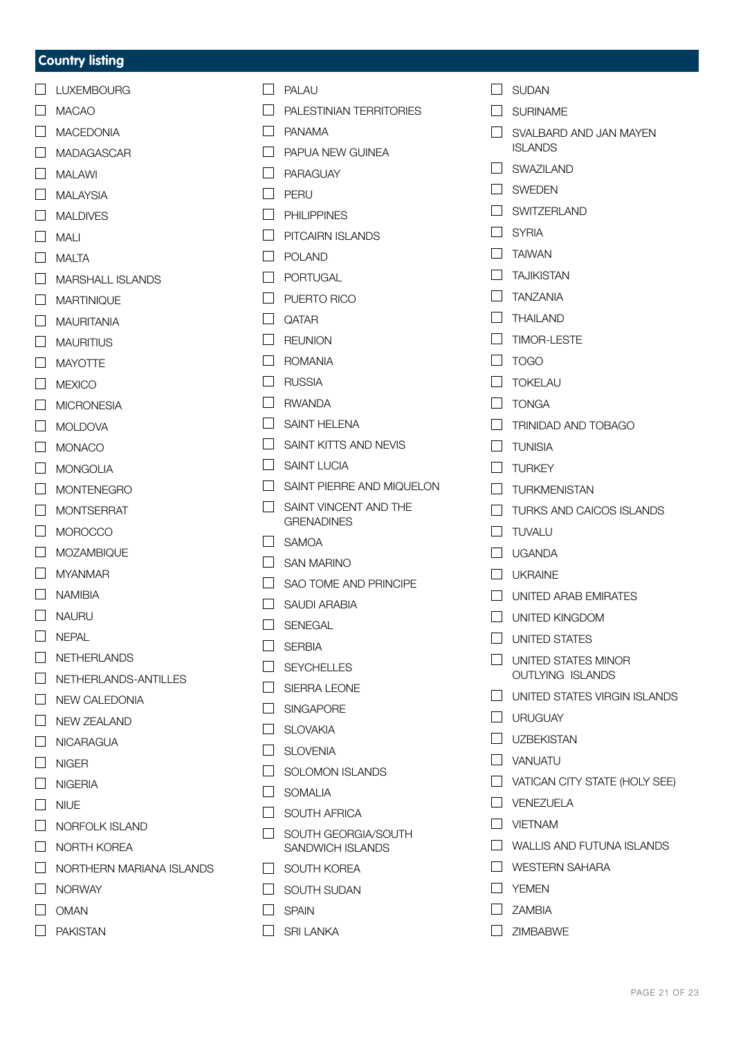## Country listing

- [ ] LUXEMBOURG
- [ ] MACAO
- [ ] MACEDONIA
- [ ] MADAGASCAR
- [ ] MALAWI
- [ ] MALAYSIA
- [ ] MALDIVES
- [ ] MALI
- [ ] MALTA
- [ ] MARSHALL ISLANDS
- [ ] MARTINIQUE
- [ ] MAURITANIA
- [ ] MAURITIUS
- [ ] MAYOTTE
- [ ] MEXICO
- [ ] MICRONESIA
- [ ] MOLDOVA
- [ ] MONACO
- [ ] MONGOLIA
- [ ] MONTENEGRO
- [ ] MONTSERRAT
- [ ] MOROCCO
- [ ] MOZAMBIQUE
- [ ] MYANMAR
- [ ] NAMIBIA
- [ ] NAURU
- [ ] NEPAL
- [ ] NETHERLANDS
- [ ] NETHERLANDS-ANTILLES
- [ ] NEW CALEDONIA
- [ ] NEW ZEALAND
- [ ] NICARAGUA
- [ ] NIGER
- [ ] NIGERIA
- [ ] NIUE
- [ ] NORFOLK ISLAND
- [ ] NORTH KOREA
- [ ] NORTHERN MARIANA ISLANDS
- [ ] NORWAY
- [ ] OMAN
- [ ] PAKISTAN
- [ ] PALAU
- [ ] PALESTINIAN TERRITORIES
- [ ] PANAMA
- [ ] PAPUA NEW GUINEA
- [ ] PARAGUAY
- [ ] PERU
- [ ] PHILIPPINES
- [ ] PITCAIRN ISLANDS
- [ ] POLAND
- [ ] PORTUGAL
- [ ] PUERTO RICO
- [ ] QATAR
- [ ] REUNION
- [ ] ROMANIA
- [ ] RUSSIA
- [ ] RWANDA
- [ ] SAINT HELENA
- [ ] SAINT KITTS AND NEVIS
- [ ] SAINT LUCIA
- [ ] SAINT PIERRE AND MIQUELON
- [ ] SAINT VINCENT AND THE GRENADINES
- [ ] SAMOA
- [ ] SAN MARINO
- [ ] SAO TOME AND PRINCIPE
- [ ] SAUDI ARABIA
- [ ] SENEGAL
- [ ] SERBIA
- [ ] SEYCHELLES
- [ ] SIERRA LEONE
- [ ] SINGAPORE
- [ ] SLOVAKIA
- [ ] SLOVENIA
- [ ] SOLOMON ISLANDS
- [ ] SOMALIA
- [ ] SOUTH AFRICA
- [ ] SOUTH GEORGIA/SOUTH SANDWICH ISLANDS
- [ ] SOUTH KOREA
- [ ] SOUTH SUDAN
- [ ] SPAIN
- [ ] SRI LANKA
- [ ] SUDAN
- [ ] SURINAME
- [ ] SVALBARD AND JAN MAYEN ISLANDS
- [ ] SWAZILAND
- [ ] SWEDEN
- [ ] SWITZERLAND
- [ ] SYRIA
- [ ] TAIWAN
- [ ] TAJIKISTAN
- [ ] TANZANIA
- [ ] THAILAND
- [ ] TIMOR-LESTE
- [ ] TOGO
- [ ] TOKELAU
- [ ] TONGA
- [ ] TRINIDAD AND TOBAGO
- [ ] TUNISIA
- [ ] TURKEY
- [ ] TURKMENISTAN
- [ ] TURKS AND CAICOS ISLANDS
- [ ] TUVALU
- [ ] UGANDA
- [ ] UKRAINE
- [ ] UNITED ARAB EMIRATES
- [ ] UNITED KINGDOM
- [ ] UNITED STATES
- [ ] UNITED STATES MINOR OUTLYING ISLANDS
- [ ] UNITED STATES VIRGIN ISLANDS
- [ ] URUGUAY
- [ ] UZBEKISTAN
- [ ] VANUATU
- [ ] VATICAN CITY STATE (HOLY SEE)
- [ ] VENEZUELA
- [ ] VIETNAM
- [ ] WALLIS AND FUTUNA ISLANDS
- [ ] WESTERN SAHARA
- [ ] YEMEN
- [ ] ZAMBIA
- [ ] ZIMBABWE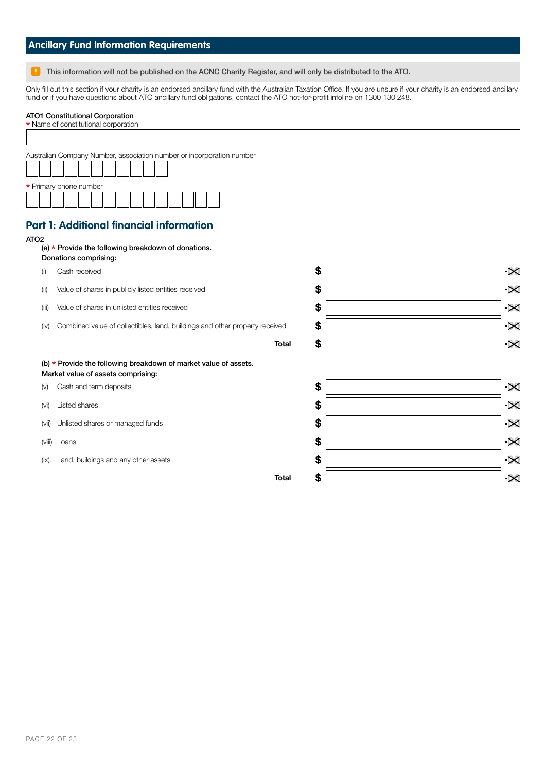## Ancillary Fund Information Requirements

This information will not be published on the ACNC Charity Register, and will only be distributed to the ATO.

Only fill out this section if your charity is an endorsed ancillary fund with the Australian Taxation Office. If you are unsure if your charity is an endorsed ancillary fund or if you have questions about ATO ancillary fund obligations, contact the ATO not-for-profit infoline on 1300 130 248.

**ATO1 Constitutional Corporation**

\* Name of constitutional corporation

Australian Company Number, association number or incorporation number

\* Primary phone number

## Part 1: Additional financial information

**ATO2**

**(a) \* Provide the following breakdown of donations.**
**Donations comprising:**

| | | |
|---|---|---|
| (i) | Cash received | $ |
| (ii) | Value of shares in publicly listed entities received | $ |
| (iii) | Value of shares in unlisted entities received | $ |
| (iv) | Combined value of collectibles, land, buildings and other property received | $ |
| | **Total** | $ |

**(b) \* Provide the following breakdown of market value of assets.**
**Market value of assets comprising:**

| | | |
|---|---|---|
| (v) | Cash and term deposits | $ |
| (vi) | Listed shares | $ |
| (vii) | Unlisted shares or managed funds | $ |
| (viii) | Loans | $ |
| (ix) | Land, buildings and any other assets | $ |
| | **Total** | $ |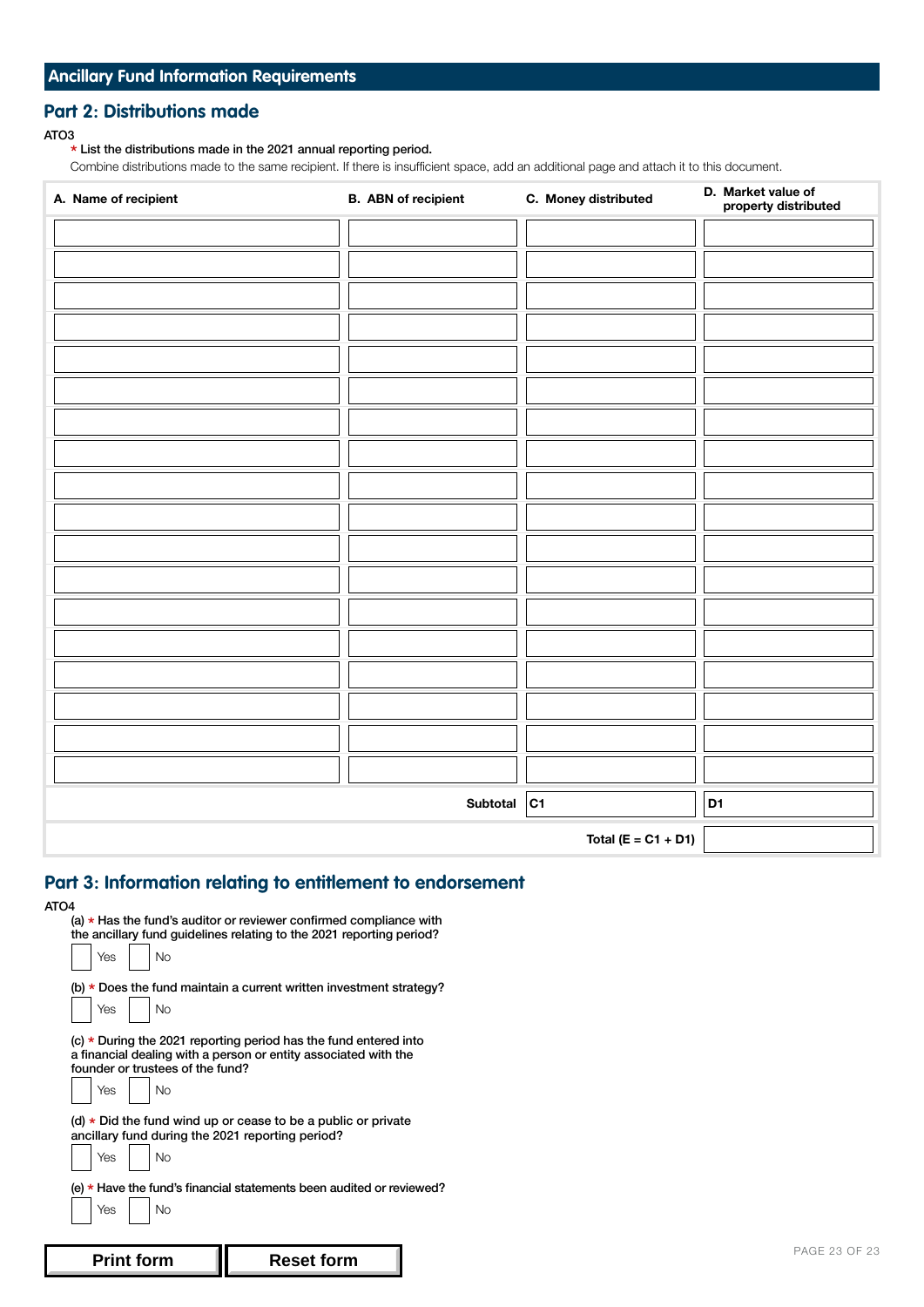## Ancillary Fund Information Requirements

## Part 2: Distributions made

ATO3

\* List the distributions made in the 2021 annual reporting period.

Combine distributions made to the same recipient. If there is insufficient space, add an additional page and attach it to this document.

| A. Name of recipient | B. ABN of recipient | C. Money distributed | D. Market value of property distributed |
|---|---|---|---|
| | | | |
| | | | |
| | | | |
| | | | |
| | | | |
| | | | |
| | | | |
| | | | |
| | | | |
| | | | |
| | | | |
| | | | |
| | | | |
| | | | |
| | | | |
| | | | |
| | | | |
| | | | |
| | Subtotal | C1 | D1 |
| | | Total (E = C1 + D1) | |

## Part 3: Information relating to entitlement to endorsement

ATO4

(a) \* Has the fund's auditor or reviewer confirmed compliance with the ancillary fund guidelines relating to the 2021 reporting period?

☐ Yes ☐ No

(b) \* Does the fund maintain a current written investment strategy?

☐ Yes ☐ No

(c) \* During the 2021 reporting period has the fund entered into a financial dealing with a person or entity associated with the founder or trustees of the fund?

☐ Yes ☐ No

(d) \* Did the fund wind up or cease to be a public or private ancillary fund during the 2021 reporting period?

☐ Yes ☐ No

(e) \* Have the fund's financial statements been audited or reviewed?

☐ Yes ☐ No

Print form | Reset form